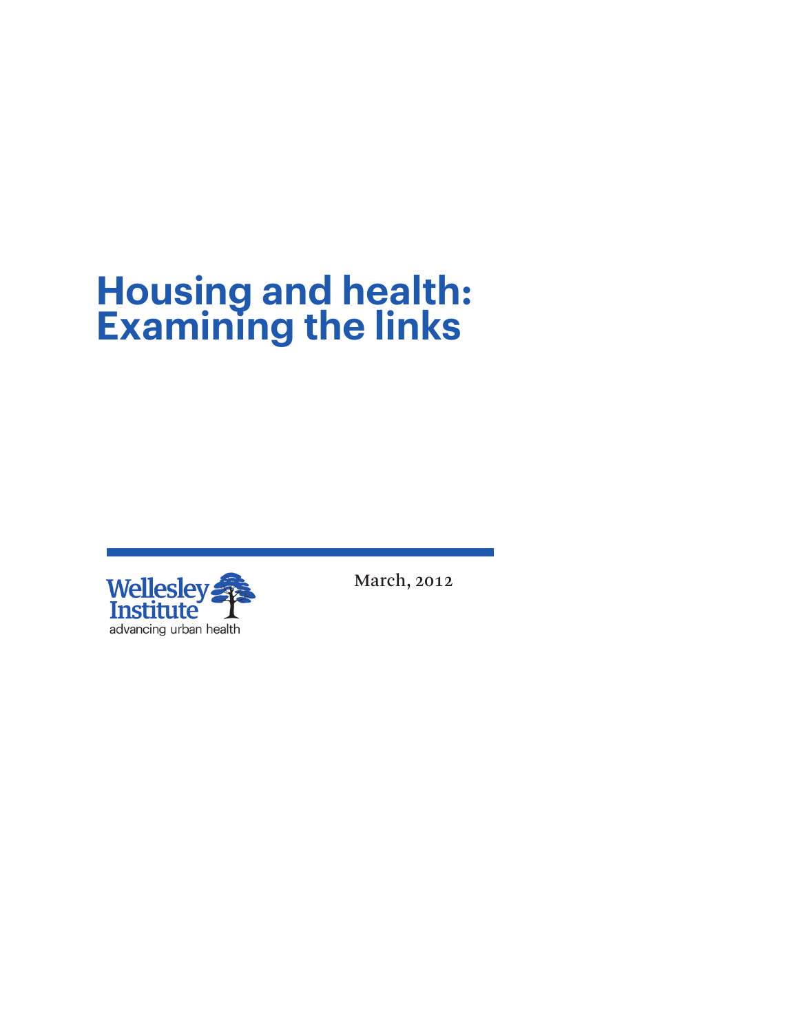# Housing and health: Examining the links

Wellesley Institute

advancing urban health

March, 2012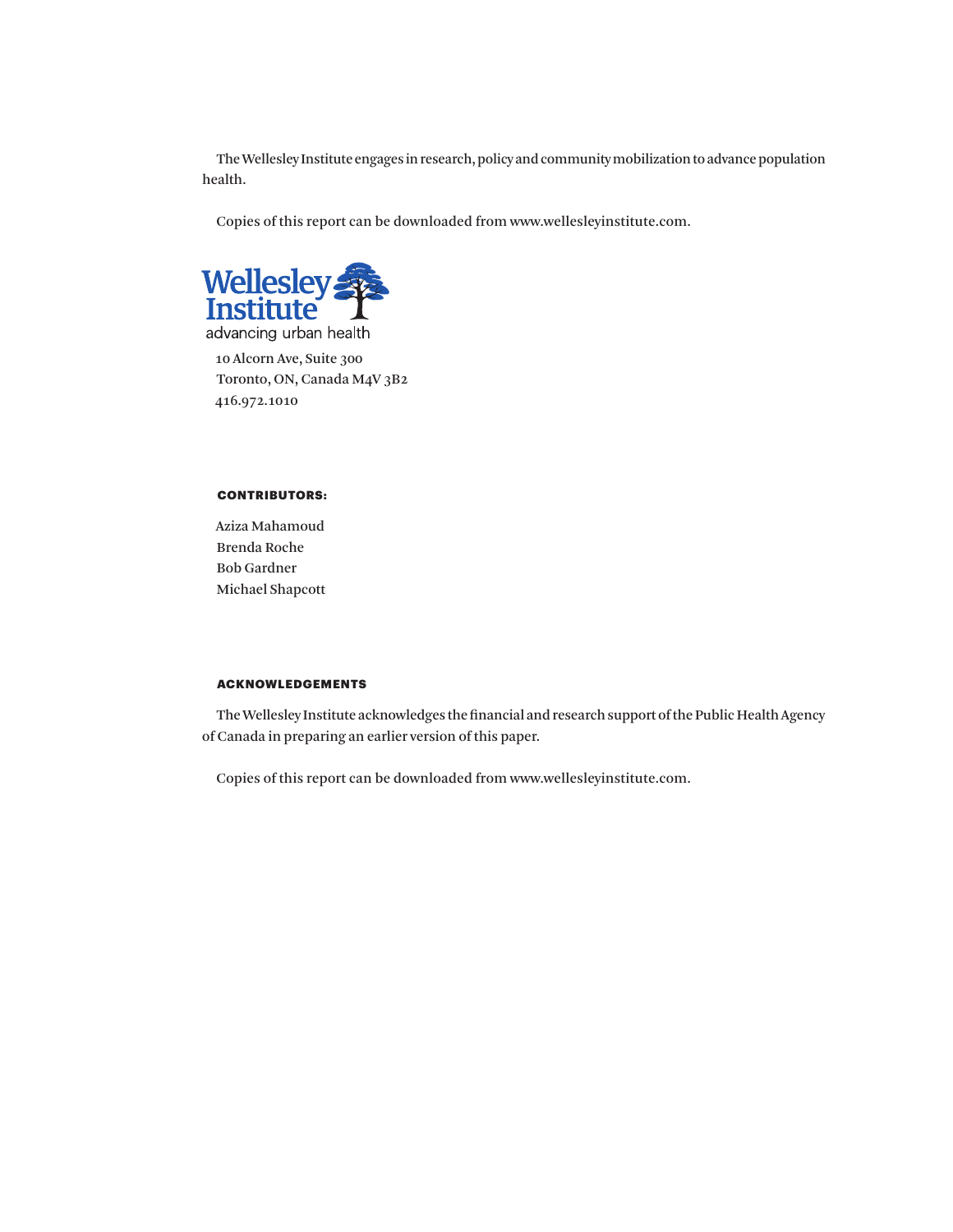The Wellesley Institute engages in research, policy and community mobilization to advance population health.

Copies of this report can be downloaded from www.wellesleyinstitute.com.

Wellesley Institute
advancing urban health

10 Alcorn Ave, Suite 300
Toronto, ON, Canada M4V 3B2
416.972.1010

**CONTRIBUTORS:**

Aziza Mahamoud
Brenda Roche
Bob Gardner
Michael Shapcott

**ACKNOWLEDGEMENTS**

The Wellesley Institute acknowledges the financial and research support of the Public Health Agency of Canada in preparing an earlier version of this paper.

Copies of this report can be downloaded from www.wellesleyinstitute.com.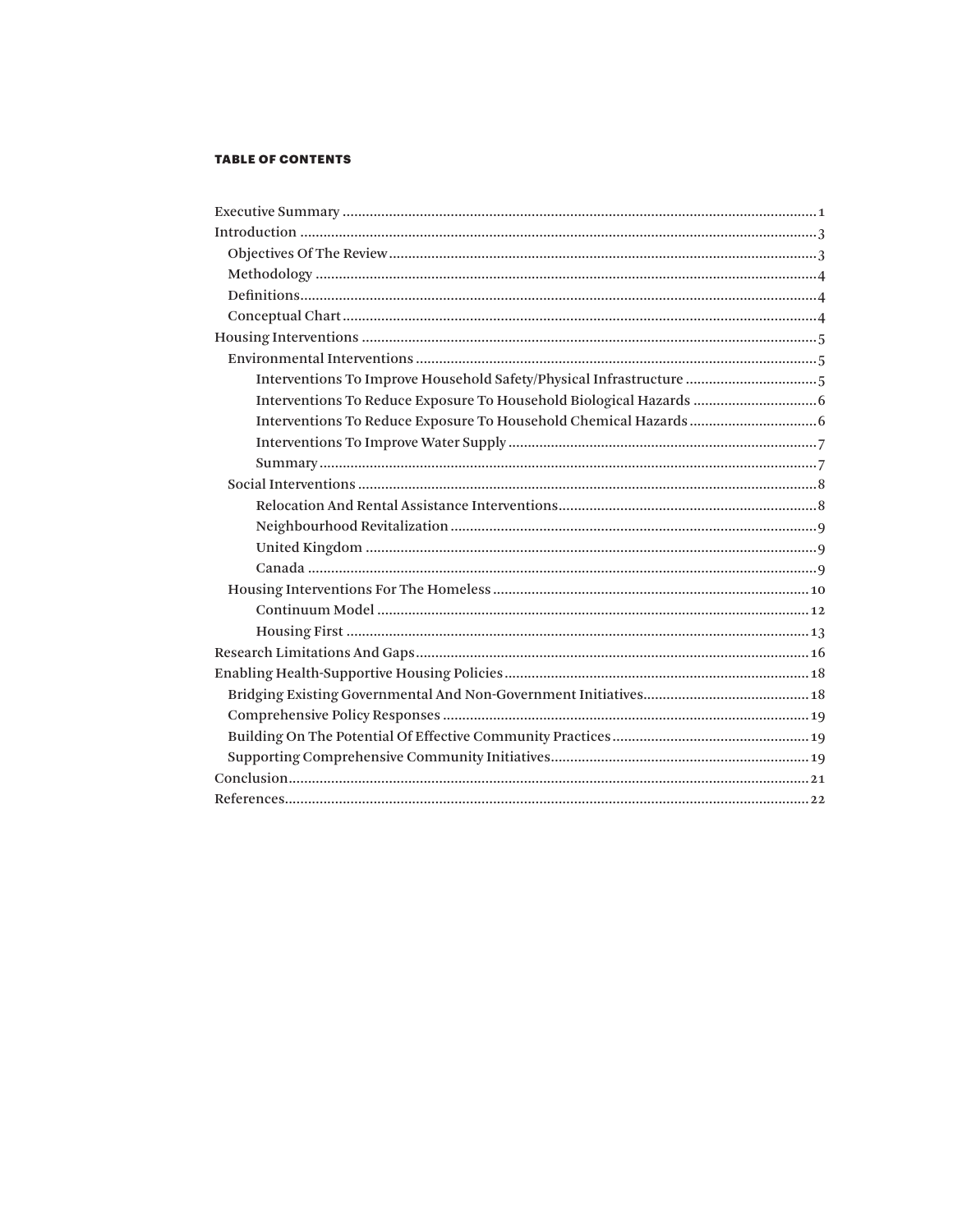**TABLE OF CONTENTS**

- Executive Summary ........ 1
- Introduction ........ 3
  - Objectives Of The Review ........ 3
  - Methodology ........ 4
  - Definitions ........ 4
  - Conceptual Chart ........ 4
- Housing Interventions ........ 5
  - Environmental Interventions ........ 5
    - Interventions To Improve Household Safety/Physical Infrastructure ........ 5
    - Interventions To Reduce Exposure To Household Biological Hazards ........ 6
    - Interventions To Reduce Exposure To Household Chemical Hazards ........ 6
    - Interventions To Improve Water Supply ........ 7
    - Summary ........ 7
  - Social Interventions ........ 8
    - Relocation And Rental Assistance Interventions ........ 8
    - Neighbourhood Revitalization ........ 9
    - United Kingdom ........ 9
    - Canada ........ 9
  - Housing Interventions For The Homeless ........ 10
    - Continuum Model ........ 12
    - Housing First ........ 13
- Research Limitations And Gaps ........ 16
- Enabling Health-Supportive Housing Policies ........ 18
  - Bridging Existing Governmental And Non-Government Initiatives ........ 18
  - Comprehensive Policy Responses ........ 19
  - Building On The Potential Of Effective Community Practices ........ 19
  - Supporting Comprehensive Community Initiatives ........ 19
- Conclusion ........ 21
- References ........ 22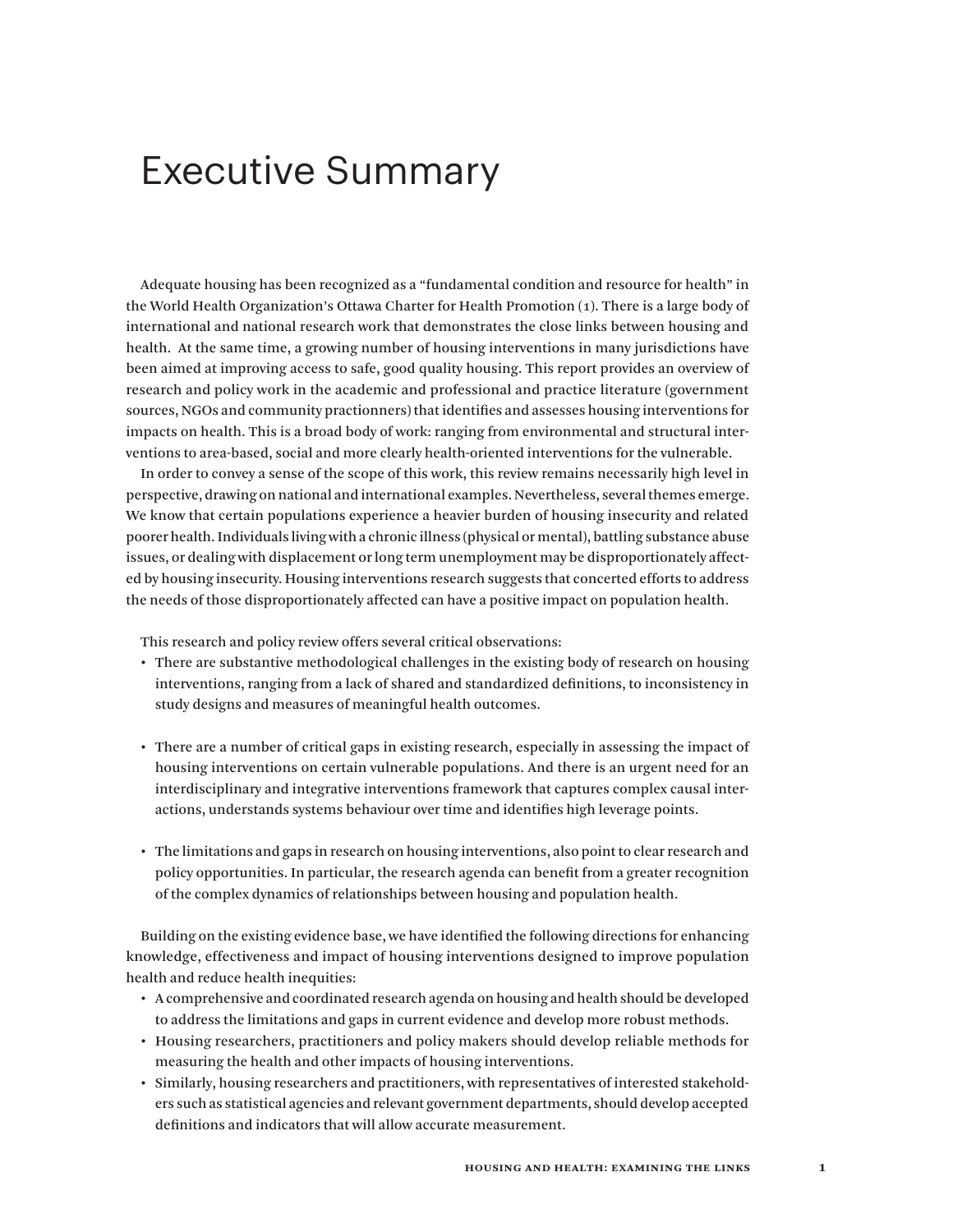# Executive Summary

Adequate housing has been recognized as a "fundamental condition and resource for health" in the World Health Organization's Ottawa Charter for Health Promotion (1). There is a large body of international and national research work that demonstrates the close links between housing and health. At the same time, a growing number of housing interventions in many jurisdictions have been aimed at improving access to safe, good quality housing. This report provides an overview of research and policy work in the academic and professional and practice literature (government sources, NGOs and community practionners) that identifies and assesses housing interventions for impacts on health. This is a broad body of work: ranging from environmental and structural interventions to area-based, social and more clearly health-oriented interventions for the vulnerable.

In order to convey a sense of the scope of this work, this review remains necessarily high level in perspective, drawing on national and international examples. Nevertheless, several themes emerge. We know that certain populations experience a heavier burden of housing insecurity and related poorer health. Individuals living with a chronic illness (physical or mental), battling substance abuse issues, or dealing with displacement or long term unemployment may be disproportionately affected by housing insecurity. Housing interventions research suggests that concerted efforts to address the needs of those disproportionately affected can have a positive impact on population health.

This research and policy review offers several critical observations:

- There are substantive methodological challenges in the existing body of research on housing interventions, ranging from a lack of shared and standardized definitions, to inconsistency in study designs and measures of meaningful health outcomes.
- There are a number of critical gaps in existing research, especially in assessing the impact of housing interventions on certain vulnerable populations. And there is an urgent need for an interdisciplinary and integrative interventions framework that captures complex causal interactions, understands systems behaviour over time and identifies high leverage points.
- The limitations and gaps in research on housing interventions, also point to clear research and policy opportunities. In particular, the research agenda can benefit from a greater recognition of the complex dynamics of relationships between housing and population health.

Building on the existing evidence base, we have identified the following directions for enhancing knowledge, effectiveness and impact of housing interventions designed to improve population health and reduce health inequities:

- A comprehensive and coordinated research agenda on housing and health should be developed to address the limitations and gaps in current evidence and develop more robust methods.
- Housing researchers, practitioners and policy makers should develop reliable methods for measuring the health and other impacts of housing interventions.
- Similarly, housing researchers and practitioners, with representatives of interested stakeholders such as statistical agencies and relevant government departments, should develop accepted definitions and indicators that will allow accurate measurement.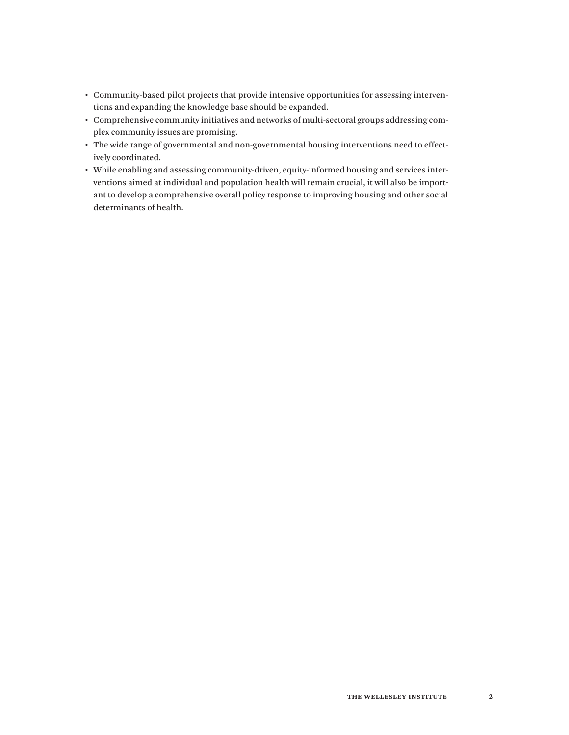- Community-based pilot projects that provide intensive opportunities for assessing interventions and expanding the knowledge base should be expanded.
- Comprehensive community initiatives and networks of multi-sectoral groups addressing complex community issues are promising.
- The wide range of governmental and non-governmental housing interventions need to effectively coordinated.
- While enabling and assessing community-driven, equity-informed housing and services interventions aimed at individual and population health will remain crucial, it will also be important to develop a comprehensive overall policy response to improving housing and other social determinants of health.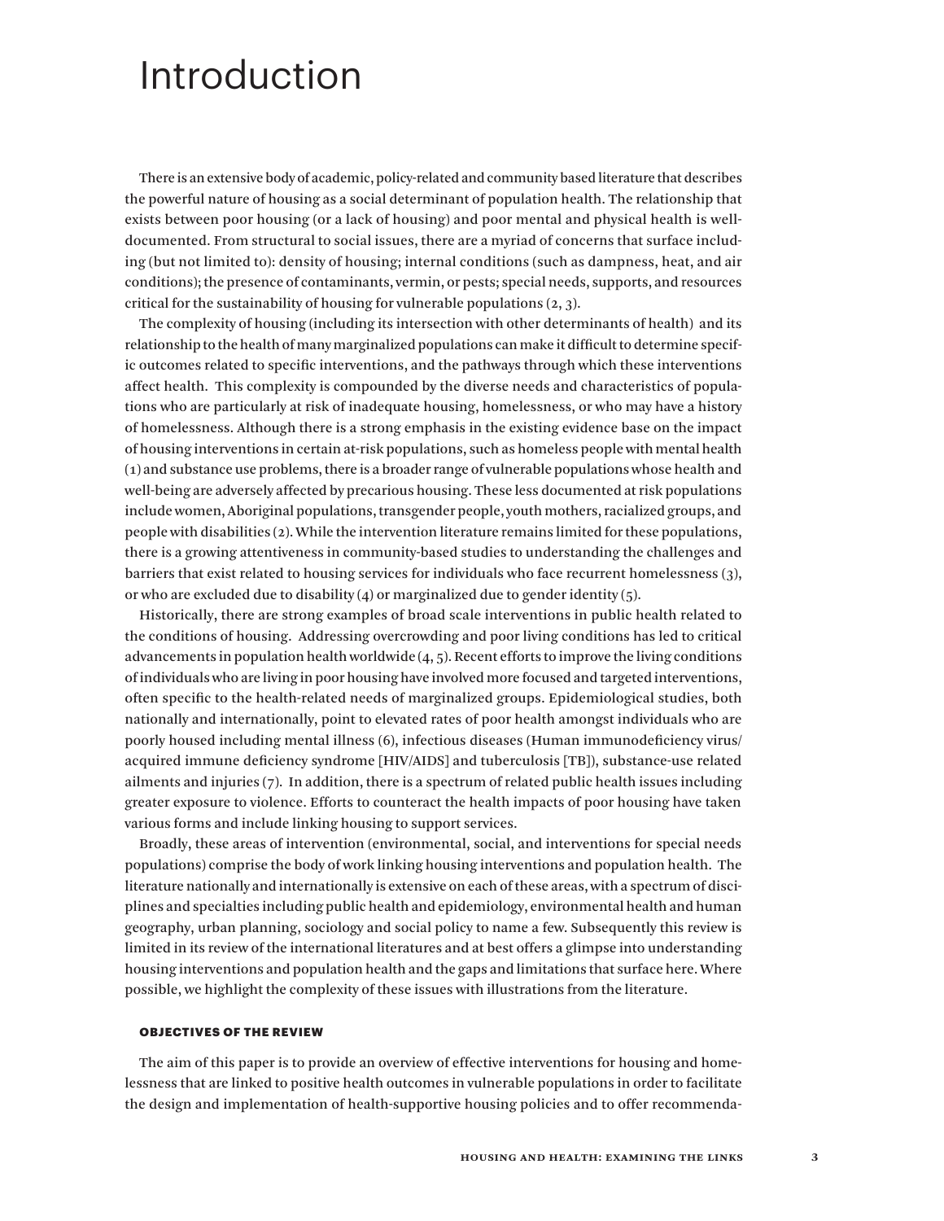# Introduction

There is an extensive body of academic, policy-related and community based literature that describes the powerful nature of housing as a social determinant of population health. The relationship that exists between poor housing (or a lack of housing) and poor mental and physical health is well-documented. From structural to social issues, there are a myriad of concerns that surface including (but not limited to): density of housing; internal conditions (such as dampness, heat, and air conditions); the presence of contaminants, vermin, or pests; special needs, supports, and resources critical for the sustainability of housing for vulnerable populations (2, 3).

The complexity of housing (including its intersection with other determinants of health) and its relationship to the health of many marginalized populations can make it difficult to determine specific outcomes related to specific interventions, and the pathways through which these interventions affect health. This complexity is compounded by the diverse needs and characteristics of populations who are particularly at risk of inadequate housing, homelessness, or who may have a history of homelessness. Although there is a strong emphasis in the existing evidence base on the impact of housing interventions in certain at-risk populations, such as homeless people with mental health (1) and substance use problems, there is a broader range of vulnerable populations whose health and well-being are adversely affected by precarious housing. These less documented at risk populations include women, Aboriginal populations, transgender people, youth mothers, racialized groups, and people with disabilities (2). While the intervention literature remains limited for these populations, there is a growing attentiveness in community-based studies to understanding the challenges and barriers that exist related to housing services for individuals who face recurrent homelessness (3), or who are excluded due to disability (4) or marginalized due to gender identity (5).

Historically, there are strong examples of broad scale interventions in public health related to the conditions of housing. Addressing overcrowding and poor living conditions has led to critical advancements in population health worldwide (4, 5). Recent efforts to improve the living conditions of individuals who are living in poor housing have involved more focused and targeted interventions, often specific to the health-related needs of marginalized groups. Epidemiological studies, both nationally and internationally, point to elevated rates of poor health amongst individuals who are poorly housed including mental illness (6), infectious diseases (Human immunodeficiency virus/acquired immune deficiency syndrome [HIV/AIDS] and tuberculosis [TB]), substance-use related ailments and injuries (7). In addition, there is a spectrum of related public health issues including greater exposure to violence. Efforts to counteract the health impacts of poor housing have taken various forms and include linking housing to support services.

Broadly, these areas of intervention (environmental, social, and interventions for special needs populations) comprise the body of work linking housing interventions and population health. The literature nationally and internationally is extensive on each of these areas, with a spectrum of disciplines and specialties including public health and epidemiology, environmental health and human geography, urban planning, sociology and social policy to name a few. Subsequently this review is limited in its review of the international literatures and at best offers a glimpse into understanding housing interventions and population health and the gaps and limitations that surface here. Where possible, we highlight the complexity of these issues with illustrations from the literature.

#### OBJECTIVES OF THE REVIEW

The aim of this paper is to provide an overview of effective interventions for housing and homelessness that are linked to positive health outcomes in vulnerable populations in order to facilitate the design and implementation of health-supportive housing policies and to offer recommenda-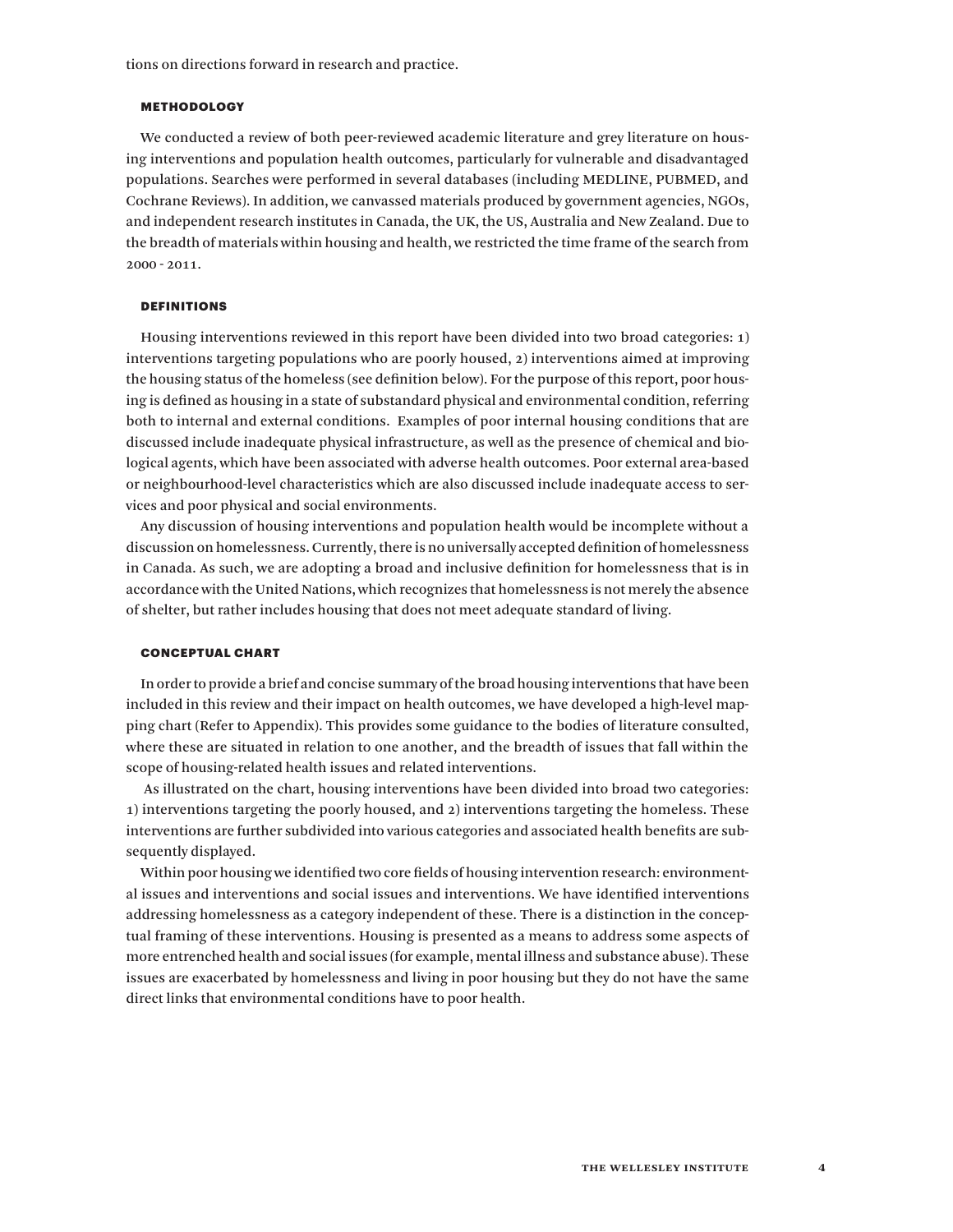tions on directions forward in research and practice.

## METHODOLOGY

We conducted a review of both peer-reviewed academic literature and grey literature on housing interventions and population health outcomes, particularly for vulnerable and disadvantaged populations. Searches were performed in several databases (including MEDLINE, PUBMED, and Cochrane Reviews). In addition, we canvassed materials produced by government agencies, NGOs, and independent research institutes in Canada, the UK, the US, Australia and New Zealand. Due to the breadth of materials within housing and health, we restricted the time frame of the search from 2000 - 2011.

## DEFINITIONS

Housing interventions reviewed in this report have been divided into two broad categories: 1) interventions targeting populations who are poorly housed, 2) interventions aimed at improving the housing status of the homeless (see definition below). For the purpose of this report, poor housing is defined as housing in a state of substandard physical and environmental condition, referring both to internal and external conditions. Examples of poor internal housing conditions that are discussed include inadequate physical infrastructure, as well as the presence of chemical and biological agents, which have been associated with adverse health outcomes. Poor external area-based or neighbourhood-level characteristics which are also discussed include inadequate access to services and poor physical and social environments.

Any discussion of housing interventions and population health would be incomplete without a discussion on homelessness. Currently, there is no universally accepted definition of homelessness in Canada. As such, we are adopting a broad and inclusive definition for homelessness that is in accordance with the United Nations, which recognizes that homelessness is not merely the absence of shelter, but rather includes housing that does not meet adequate standard of living.

## CONCEPTUAL CHART

In order to provide a brief and concise summary of the broad housing interventions that have been included in this review and their impact on health outcomes, we have developed a high-level mapping chart (Refer to Appendix). This provides some guidance to the bodies of literature consulted, where these are situated in relation to one another, and the breadth of issues that fall within the scope of housing-related health issues and related interventions.

As illustrated on the chart, housing interventions have been divided into broad two categories: 1) interventions targeting the poorly housed, and 2) interventions targeting the homeless. These interventions are further subdivided into various categories and associated health benefits are subsequently displayed.

Within poor housing we identified two core fields of housing intervention research: environmental issues and interventions and social issues and interventions. We have identified interventions addressing homelessness as a category independent of these. There is a distinction in the conceptual framing of these interventions. Housing is presented as a means to address some aspects of more entrenched health and social issues (for example, mental illness and substance abuse). These issues are exacerbated by homelessness and living in poor housing but they do not have the same direct links that environmental conditions have to poor health.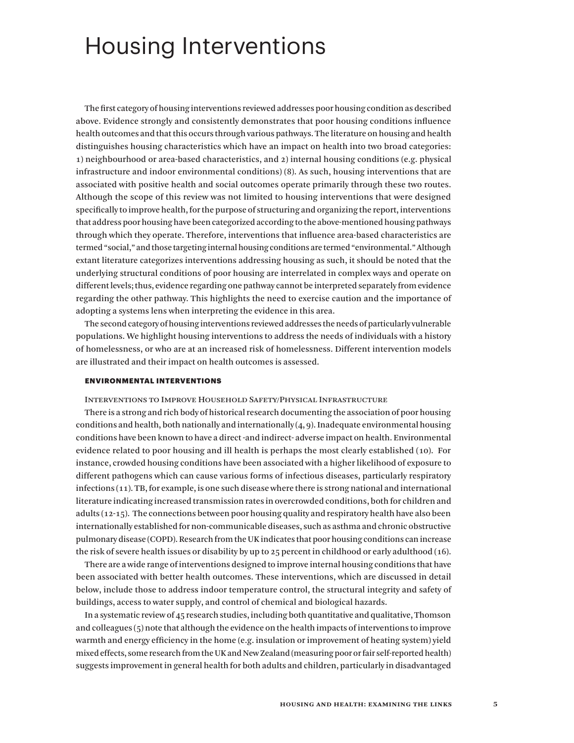# Housing Interventions

The first category of housing interventions reviewed addresses poor housing condition as described above. Evidence strongly and consistently demonstrates that poor housing conditions influence health outcomes and that this occurs through various pathways. The literature on housing and health distinguishes housing characteristics which have an impact on health into two broad categories: 1) neighbourhood or area-based characteristics, and 2) internal housing conditions (e.g. physical infrastructure and indoor environmental conditions) (8). As such, housing interventions that are associated with positive health and social outcomes operate primarily through these two routes. Although the scope of this review was not limited to housing interventions that were designed specifically to improve health, for the purpose of structuring and organizing the report, interventions that address poor housing have been categorized according to the above-mentioned housing pathways through which they operate. Therefore, interventions that influence area-based characteristics are termed "social," and those targeting internal housing conditions are termed "environmental." Although extant literature categorizes interventions addressing housing as such, it should be noted that the underlying structural conditions of poor housing are interrelated in complex ways and operate on different levels; thus, evidence regarding one pathway cannot be interpreted separately from evidence regarding the other pathway. This highlights the need to exercise caution and the importance of adopting a systems lens when interpreting the evidence in this area.

The second category of housing interventions reviewed addresses the needs of particularly vulnerable populations. We highlight housing interventions to address the needs of individuals with a history of homelessness, or who are at an increased risk of homelessness. Different intervention models are illustrated and their impact on health outcomes is assessed.

## ENVIRONMENTAL INTERVENTIONS

### Interventions to Improve Household Safety/Physical Infrastructure

There is a strong and rich body of historical research documenting the association of poor housing conditions and health, both nationally and internationally (4, 9). Inadequate environmental housing conditions have been known to have a direct -and indirect- adverse impact on health. Environmental evidence related to poor housing and ill health is perhaps the most clearly established (10). For instance, crowded housing conditions have been associated with a higher likelihood of exposure to different pathogens which can cause various forms of infectious diseases, particularly respiratory infections (11). TB, for example, is one such disease where there is strong national and international literature indicating increased transmission rates in overcrowded conditions, both for children and adults (12-15). The connections between poor housing quality and respiratory health have also been internationally established for non-communicable diseases, such as asthma and chronic obstructive pulmonary disease (COPD). Research from the UK indicates that poor housing conditions can increase the risk of severe health issues or disability by up to 25 percent in childhood or early adulthood (16).

There are a wide range of interventions designed to improve internal housing conditions that have been associated with better health outcomes. These interventions, which are discussed in detail below, include those to address indoor temperature control, the structural integrity and safety of buildings, access to water supply, and control of chemical and biological hazards.

In a systematic review of 45 research studies, including both quantitative and qualitative, Thomson and colleagues (5) note that although the evidence on the health impacts of interventions to improve warmth and energy efficiency in the home (e.g. insulation or improvement of heating system) yield mixed effects, some research from the UK and New Zealand (measuring poor or fair self-reported health) suggests improvement in general health for both adults and children, particularly in disadvantaged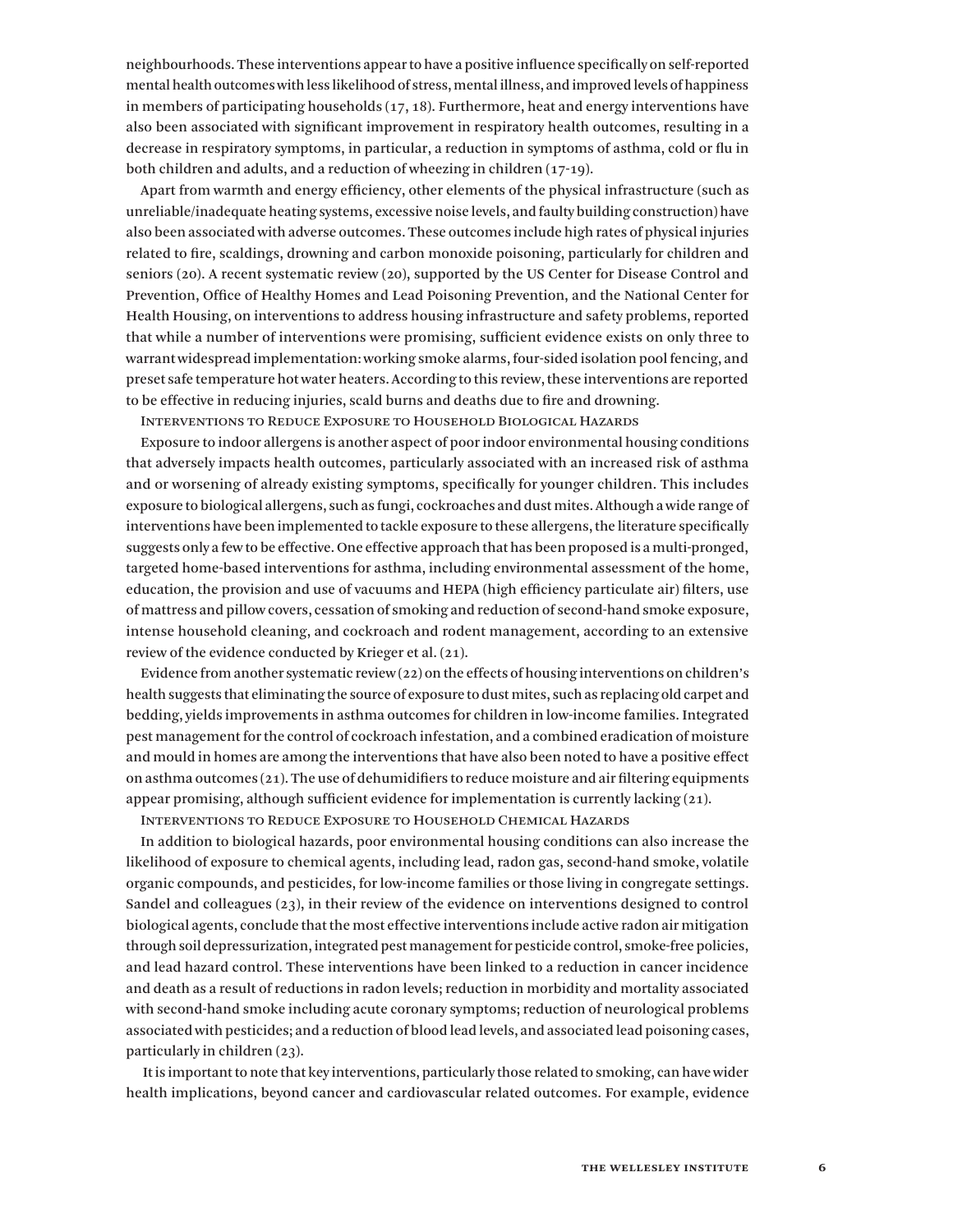neighbourhoods. These interventions appear to have a positive influence specifically on self-reported mental health outcomes with less likelihood of stress, mental illness, and improved levels of happiness in members of participating households (17, 18). Furthermore, heat and energy interventions have also been associated with significant improvement in respiratory health outcomes, resulting in a decrease in respiratory symptoms, in particular, a reduction in symptoms of asthma, cold or flu in both children and adults, and a reduction of wheezing in children (17-19).

Apart from warmth and energy efficiency, other elements of the physical infrastructure (such as unreliable/inadequate heating systems, excessive noise levels, and faulty building construction) have also been associated with adverse outcomes. These outcomes include high rates of physical injuries related to fire, scaldings, drowning and carbon monoxide poisoning, particularly for children and seniors (20). A recent systematic review (20), supported by the US Center for Disease Control and Prevention, Office of Healthy Homes and Lead Poisoning Prevention, and the National Center for Health Housing, on interventions to address housing infrastructure and safety problems, reported that while a number of interventions were promising, sufficient evidence exists on only three to warrant widespread implementation: working smoke alarms, four-sided isolation pool fencing, and preset safe temperature hot water heaters. According to this review, these interventions are reported to be effective in reducing injuries, scald burns and deaths due to fire and drowning.

### Interventions to Reduce Exposure to Household Biological Hazards

Exposure to indoor allergens is another aspect of poor indoor environmental housing conditions that adversely impacts health outcomes, particularly associated with an increased risk of asthma and or worsening of already existing symptoms, specifically for younger children. This includes exposure to biological allergens, such as fungi, cockroaches and dust mites. Although a wide range of interventions have been implemented to tackle exposure to these allergens, the literature specifically suggests only a few to be effective. One effective approach that has been proposed is a multi-pronged, targeted home-based interventions for asthma, including environmental assessment of the home, education, the provision and use of vacuums and HEPA (high efficiency particulate air) filters, use of mattress and pillow covers, cessation of smoking and reduction of second-hand smoke exposure, intense household cleaning, and cockroach and rodent management, according to an extensive review of the evidence conducted by Krieger et al. (21).

Evidence from another systematic review (22) on the effects of housing interventions on children's health suggests that eliminating the source of exposure to dust mites, such as replacing old carpet and bedding, yields improvements in asthma outcomes for children in low-income families. Integrated pest management for the control of cockroach infestation, and a combined eradication of moisture and mould in homes are among the interventions that have also been noted to have a positive effect on asthma outcomes (21). The use of dehumidifiers to reduce moisture and air filtering equipments appear promising, although sufficient evidence for implementation is currently lacking (21).

### Interventions to Reduce Exposure to Household Chemical Hazards

In addition to biological hazards, poor environmental housing conditions can also increase the likelihood of exposure to chemical agents, including lead, radon gas, second-hand smoke, volatile organic compounds, and pesticides, for low-income families or those living in congregate settings. Sandel and colleagues (23), in their review of the evidence on interventions designed to control biological agents, conclude that the most effective interventions include active radon air mitigation through soil depressurization, integrated pest management for pesticide control, smoke-free policies, and lead hazard control. These interventions have been linked to a reduction in cancer incidence and death as a result of reductions in radon levels; reduction in morbidity and mortality associated with second-hand smoke including acute coronary symptoms; reduction of neurological problems associated with pesticides; and a reduction of blood lead levels, and associated lead poisoning cases, particularly in children (23).

It is important to note that key interventions, particularly those related to smoking, can have wider health implications, beyond cancer and cardiovascular related outcomes. For example, evidence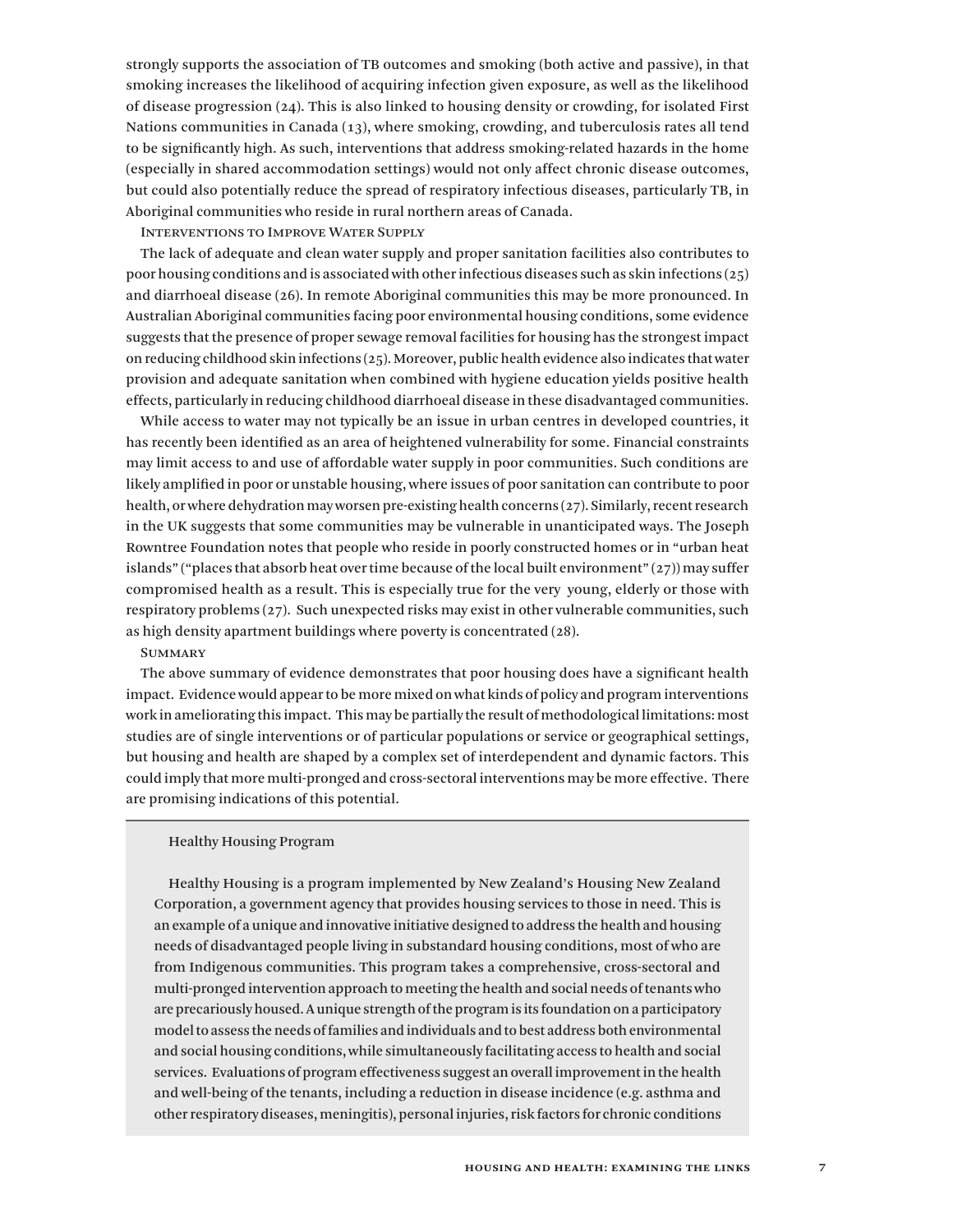strongly supports the association of TB outcomes and smoking (both active and passive), in that smoking increases the likelihood of acquiring infection given exposure, as well as the likelihood of disease progression (24). This is also linked to housing density or crowding, for isolated First Nations communities in Canada (13), where smoking, crowding, and tuberculosis rates all tend to be significantly high. As such, interventions that address smoking-related hazards in the home (especially in shared accommodation settings) would not only affect chronic disease outcomes, but could also potentially reduce the spread of respiratory infectious diseases, particularly TB, in Aboriginal communities who reside in rural northern areas of Canada.

### Interventions to Improve Water Supply

The lack of adequate and clean water supply and proper sanitation facilities also contributes to poor housing conditions and is associated with other infectious diseases such as skin infections (25) and diarrhoeal disease (26). In remote Aboriginal communities this may be more pronounced. In Australian Aboriginal communities facing poor environmental housing conditions, some evidence suggests that the presence of proper sewage removal facilities for housing has the strongest impact on reducing childhood skin infections (25). Moreover, public health evidence also indicates that water provision and adequate sanitation when combined with hygiene education yields positive health effects, particularly in reducing childhood diarrhoeal disease in these disadvantaged communities.

While access to water may not typically be an issue in urban centres in developed countries, it has recently been identified as an area of heightened vulnerability for some. Financial constraints may limit access to and use of affordable water supply in poor communities. Such conditions are likely amplified in poor or unstable housing, where issues of poor sanitation can contribute to poor health, or where dehydration may worsen pre-existing health concerns (27). Similarly, recent research in the UK suggests that some communities may be vulnerable in unanticipated ways. The Joseph Rowntree Foundation notes that people who reside in poorly constructed homes or in "urban heat islands" ("places that absorb heat over time because of the local built environment" (27)) may suffer compromised health as a result. This is especially true for the very young, elderly or those with respiratory problems (27). Such unexpected risks may exist in other vulnerable communities, such as high density apartment buildings where poverty is concentrated (28).

### Summary

The above summary of evidence demonstrates that poor housing does have a significant health impact. Evidence would appear to be more mixed on what kinds of policy and program interventions work in ameliorating this impact. This may be partially the result of methodological limitations: most studies are of single interventions or of particular populations or service or geographical settings, but housing and health are shaped by a complex set of interdependent and dynamic factors. This could imply that more multi-pronged and cross-sectoral interventions may be more effective. There are promising indications of this potential.

---

Healthy Housing Program

Healthy Housing is a program implemented by New Zealand's Housing New Zealand Corporation, a government agency that provides housing services to those in need. This is an example of a unique and innovative initiative designed to address the health and housing needs of disadvantaged people living in substandard housing conditions, most of who are from Indigenous communities. This program takes a comprehensive, cross-sectoral and multi-pronged intervention approach to meeting the health and social needs of tenants who are precariously housed. A unique strength of the program is its foundation on a participatory model to assess the needs of families and individuals and to best address both environmental and social housing conditions, while simultaneously facilitating access to health and social services. Evaluations of program effectiveness suggest an overall improvement in the health and well-being of the tenants, including a reduction in disease incidence (e.g. asthma and other respiratory diseases, meningitis), personal injuries, risk factors for chronic conditions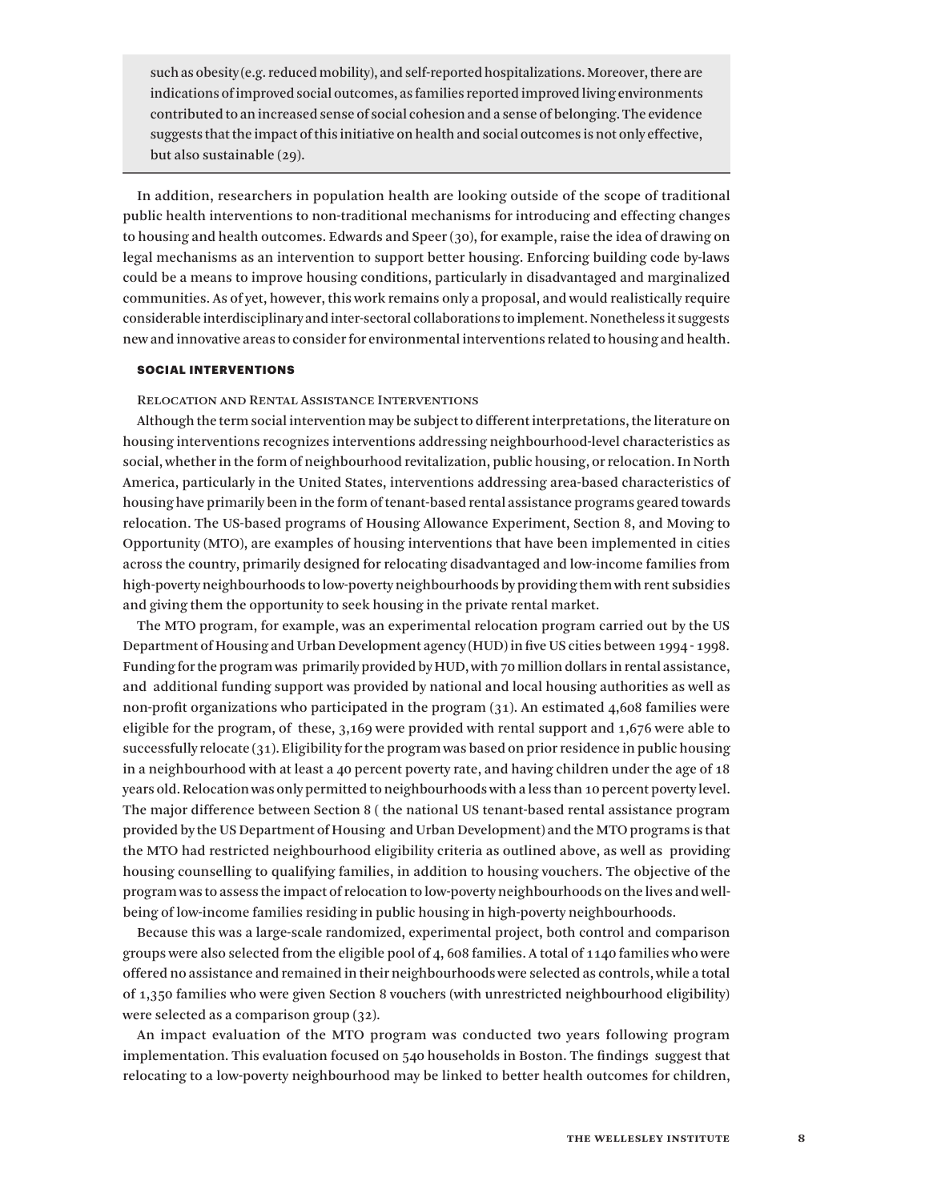such as obesity (e.g. reduced mobility), and self-reported hospitalizations. Moreover, there are indications of improved social outcomes, as families reported improved living environments contributed to an increased sense of social cohesion and a sense of belonging. The evidence suggests that the impact of this initiative on health and social outcomes is not only effective, but also sustainable (29).

In addition, researchers in population health are looking outside of the scope of traditional public health interventions to non-traditional mechanisms for introducing and effecting changes to housing and health outcomes. Edwards and Speer (30), for example, raise the idea of drawing on legal mechanisms as an intervention to support better housing. Enforcing building code by-laws could be a means to improve housing conditions, particularly in disadvantaged and marginalized communities. As of yet, however, this work remains only a proposal, and would realistically require considerable interdisciplinary and inter-sectoral collaborations to implement. Nonetheless it suggests new and innovative areas to consider for environmental interventions related to housing and health.

## SOCIAL INTERVENTIONS

### Relocation and Rental Assistance Interventions

Although the term social intervention may be subject to different interpretations, the literature on housing interventions recognizes interventions addressing neighbourhood-level characteristics as social, whether in the form of neighbourhood revitalization, public housing, or relocation. In North America, particularly in the United States, interventions addressing area-based characteristics of housing have primarily been in the form of tenant-based rental assistance programs geared towards relocation. The US-based programs of Housing Allowance Experiment, Section 8, and Moving to Opportunity (MTO), are examples of housing interventions that have been implemented in cities across the country, primarily designed for relocating disadvantaged and low-income families from high-poverty neighbourhoods to low-poverty neighbourhoods by providing them with rent subsidies and giving them the opportunity to seek housing in the private rental market.

The MTO program, for example, was an experimental relocation program carried out by the US Department of Housing and Urban Development agency (HUD) in five US cities between 1994 - 1998. Funding for the program was primarily provided by HUD, with 70 million dollars in rental assistance, and additional funding support was provided by national and local housing authorities as well as non-profit organizations who participated in the program (31). An estimated 4,608 families were eligible for the program, of these, 3,169 were provided with rental support and 1,676 were able to successfully relocate (31). Eligibility for the program was based on prior residence in public housing in a neighbourhood with at least a 40 percent poverty rate, and having children under the age of 18 years old. Relocation was only permitted to neighbourhoods with a less than 10 percent poverty level. The major difference between Section 8 ( the national US tenant-based rental assistance program provided by the US Department of Housing and Urban Development) and the MTO programs is that the MTO had restricted neighbourhood eligibility criteria as outlined above, as well as providing housing counselling to qualifying families, in addition to housing vouchers. The objective of the program was to assess the impact of relocation to low-poverty neighbourhoods on the lives and well-being of low-income families residing in public housing in high-poverty neighbourhoods.

Because this was a large-scale randomized, experimental project, both control and comparison groups were also selected from the eligible pool of 4, 608 families. A total of 1140 families who were offered no assistance and remained in their neighbourhoods were selected as controls, while a total of 1,350 families who were given Section 8 vouchers (with unrestricted neighbourhood eligibility) were selected as a comparison group (32).

An impact evaluation of the MTO program was conducted two years following program implementation. This evaluation focused on 540 households in Boston. The findings suggest that relocating to a low-poverty neighbourhood may be linked to better health outcomes for children,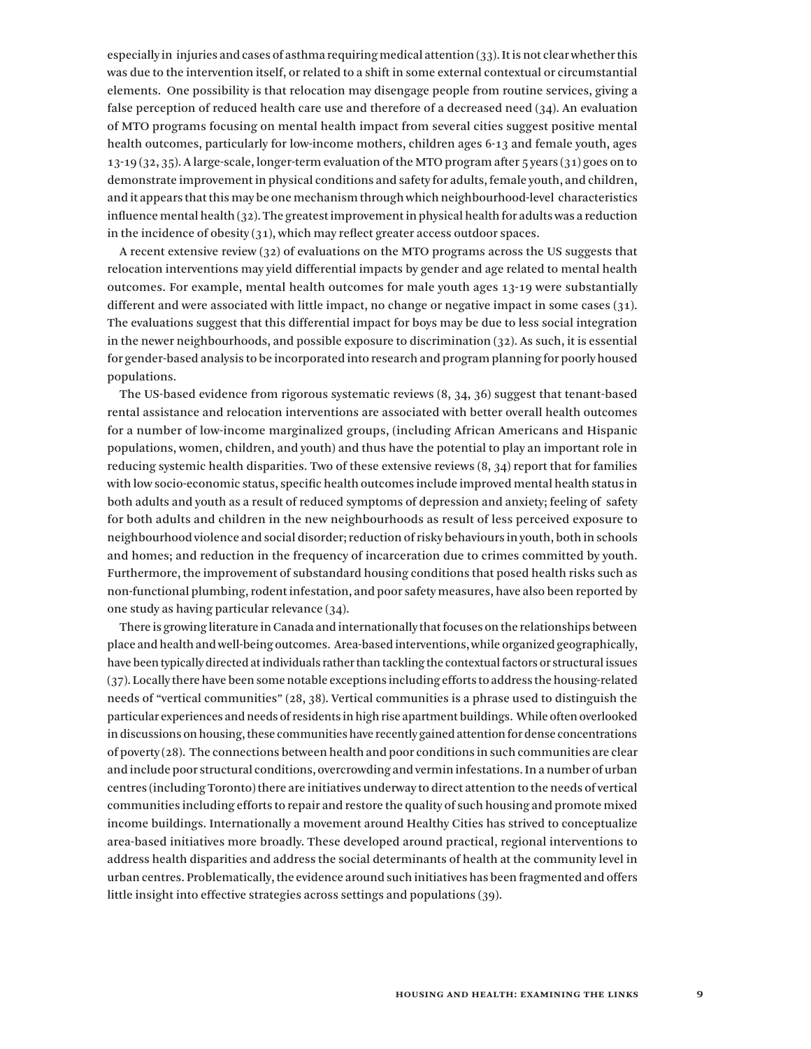especially in injuries and cases of asthma requiring medical attention (33). It is not clear whether this was due to the intervention itself, or related to a shift in some external contextual or circumstantial elements. One possibility is that relocation may disengage people from routine services, giving a false perception of reduced health care use and therefore of a decreased need (34). An evaluation of MTO programs focusing on mental health impact from several cities suggest positive mental health outcomes, particularly for low-income mothers, children ages 6-13 and female youth, ages 13-19 (32, 35). A large-scale, longer-term evaluation of the MTO program after 5 years (31) goes on to demonstrate improvement in physical conditions and safety for adults, female youth, and children, and it appears that this may be one mechanism through which neighbourhood-level characteristics influence mental health (32). The greatest improvement in physical health for adults was a reduction in the incidence of obesity (31), which may reflect greater access outdoor spaces.

A recent extensive review (32) of evaluations on the MTO programs across the US suggests that relocation interventions may yield differential impacts by gender and age related to mental health outcomes. For example, mental health outcomes for male youth ages 13-19 were substantially different and were associated with little impact, no change or negative impact in some cases (31). The evaluations suggest that this differential impact for boys may be due to less social integration in the newer neighbourhoods, and possible exposure to discrimination (32). As such, it is essential for gender-based analysis to be incorporated into research and program planning for poorly housed populations.

The US-based evidence from rigorous systematic reviews (8, 34, 36) suggest that tenant-based rental assistance and relocation interventions are associated with better overall health outcomes for a number of low-income marginalized groups, (including African Americans and Hispanic populations, women, children, and youth) and thus have the potential to play an important role in reducing systemic health disparities. Two of these extensive reviews (8, 34) report that for families with low socio-economic status, specific health outcomes include improved mental health status in both adults and youth as a result of reduced symptoms of depression and anxiety; feeling of safety for both adults and children in the new neighbourhoods as result of less perceived exposure to neighbourhood violence and social disorder; reduction of risky behaviours in youth, both in schools and homes; and reduction in the frequency of incarceration due to crimes committed by youth. Furthermore, the improvement of substandard housing conditions that posed health risks such as non-functional plumbing, rodent infestation, and poor safety measures, have also been reported by one study as having particular relevance (34).

There is growing literature in Canada and internationally that focuses on the relationships between place and health and well-being outcomes. Area-based interventions, while organized geographically, have been typically directed at individuals rather than tackling the contextual factors or structural issues (37). Locally there have been some notable exceptions including efforts to address the housing-related needs of "vertical communities" (28, 38). Vertical communities is a phrase used to distinguish the particular experiences and needs of residents in high rise apartment buildings. While often overlooked in discussions on housing, these communities have recently gained attention for dense concentrations of poverty (28). The connections between health and poor conditions in such communities are clear and include poor structural conditions, overcrowding and vermin infestations. In a number of urban centres (including Toronto) there are initiatives underway to direct attention to the needs of vertical communities including efforts to repair and restore the quality of such housing and promote mixed income buildings. Internationally a movement around Healthy Cities has strived to conceptualize area-based initiatives more broadly. These developed around practical, regional interventions to address health disparities and address the social determinants of health at the community level in urban centres. Problematically, the evidence around such initiatives has been fragmented and offers little insight into effective strategies across settings and populations (39).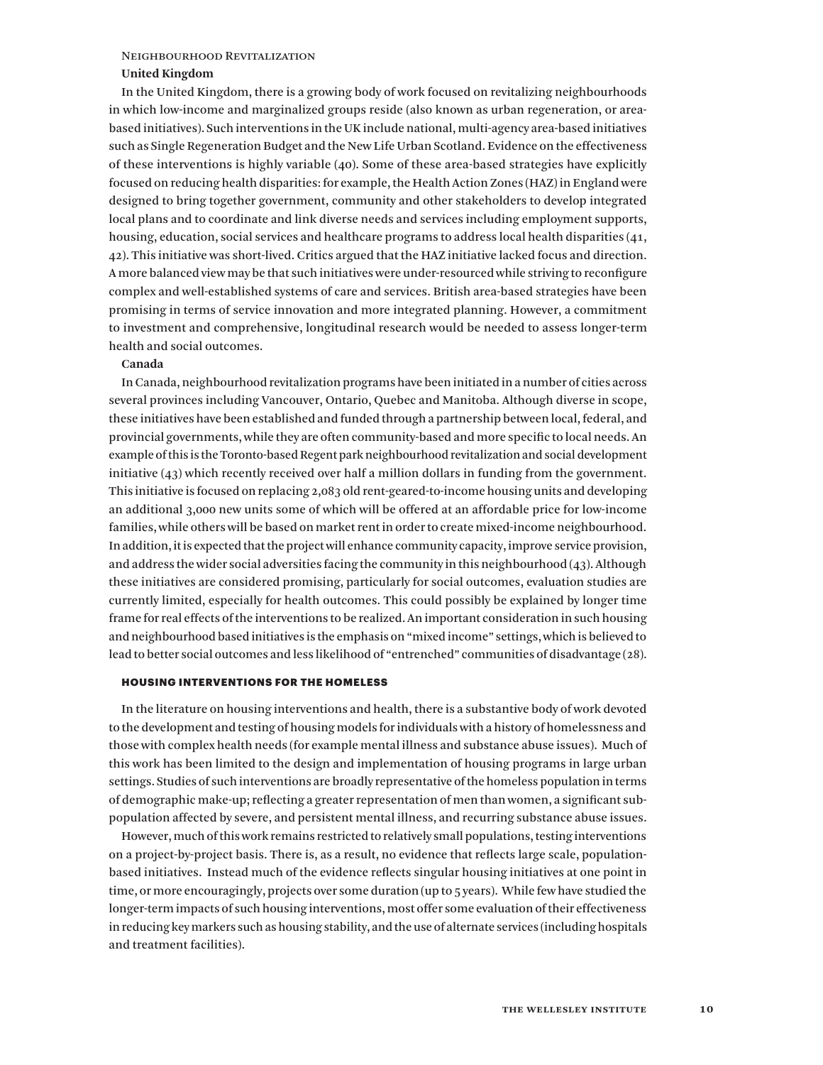### Neighbourhood Revitalization

#### United Kingdom

In the United Kingdom, there is a growing body of work focused on revitalizing neighbourhoods in which low-income and marginalized groups reside (also known as urban regeneration, or area-based initiatives). Such interventions in the UK include national, multi-agency area-based initiatives such as Single Regeneration Budget and the New Life Urban Scotland. Evidence on the effectiveness of these interventions is highly variable (40). Some of these area-based strategies have explicitly focused on reducing health disparities: for example, the Health Action Zones (HAZ) in England were designed to bring together government, community and other stakeholders to develop integrated local plans and to coordinate and link diverse needs and services including employment supports, housing, education, social services and healthcare programs to address local health disparities (41, 42). This initiative was short-lived. Critics argued that the HAZ initiative lacked focus and direction. A more balanced view may be that such initiatives were under-resourced while striving to reconfigure complex and well-established systems of care and services. British area-based strategies have been promising in terms of service innovation and more integrated planning. However, a commitment to investment and comprehensive, longitudinal research would be needed to assess longer-term health and social outcomes.

#### Canada

In Canada, neighbourhood revitalization programs have been initiated in a number of cities across several provinces including Vancouver, Ontario, Quebec and Manitoba. Although diverse in scope, these initiatives have been established and funded through a partnership between local, federal, and provincial governments, while they are often community-based and more specific to local needs. An example of this is the Toronto-based Regent park neighbourhood revitalization and social development initiative (43) which recently received over half a million dollars in funding from the government. This initiative is focused on replacing 2,083 old rent-geared-to-income housing units and developing an additional 3,000 new units some of which will be offered at an affordable price for low-income families, while others will be based on market rent in order to create mixed-income neighbourhood. In addition, it is expected that the project will enhance community capacity, improve service provision, and address the wider social adversities facing the community in this neighbourhood (43). Although these initiatives are considered promising, particularly for social outcomes, evaluation studies are currently limited, especially for health outcomes. This could possibly be explained by longer time frame for real effects of the interventions to be realized. An important consideration in such housing and neighbourhood based initiatives is the emphasis on "mixed income" settings, which is believed to lead to better social outcomes and less likelihood of "entrenched" communities of disadvantage (28).

## HOUSING INTERVENTIONS FOR THE HOMELESS

In the literature on housing interventions and health, there is a substantive body of work devoted to the development and testing of housing models for individuals with a history of homelessness and those with complex health needs (for example mental illness and substance abuse issues). Much of this work has been limited to the design and implementation of housing programs in large urban settings. Studies of such interventions are broadly representative of the homeless population in terms of demographic make-up; reflecting a greater representation of men than women, a significant sub-population affected by severe, and persistent mental illness, and recurring substance abuse issues.

However, much of this work remains restricted to relatively small populations, testing interventions on a project-by-project basis. There is, as a result, no evidence that reflects large scale, population-based initiatives. Instead much of the evidence reflects singular housing initiatives at one point in time, or more encouragingly, projects over some duration (up to 5 years). While few have studied the longer-term impacts of such housing interventions, most offer some evaluation of their effectiveness in reducing key markers such as housing stability, and the use of alternate services (including hospitals and treatment facilities).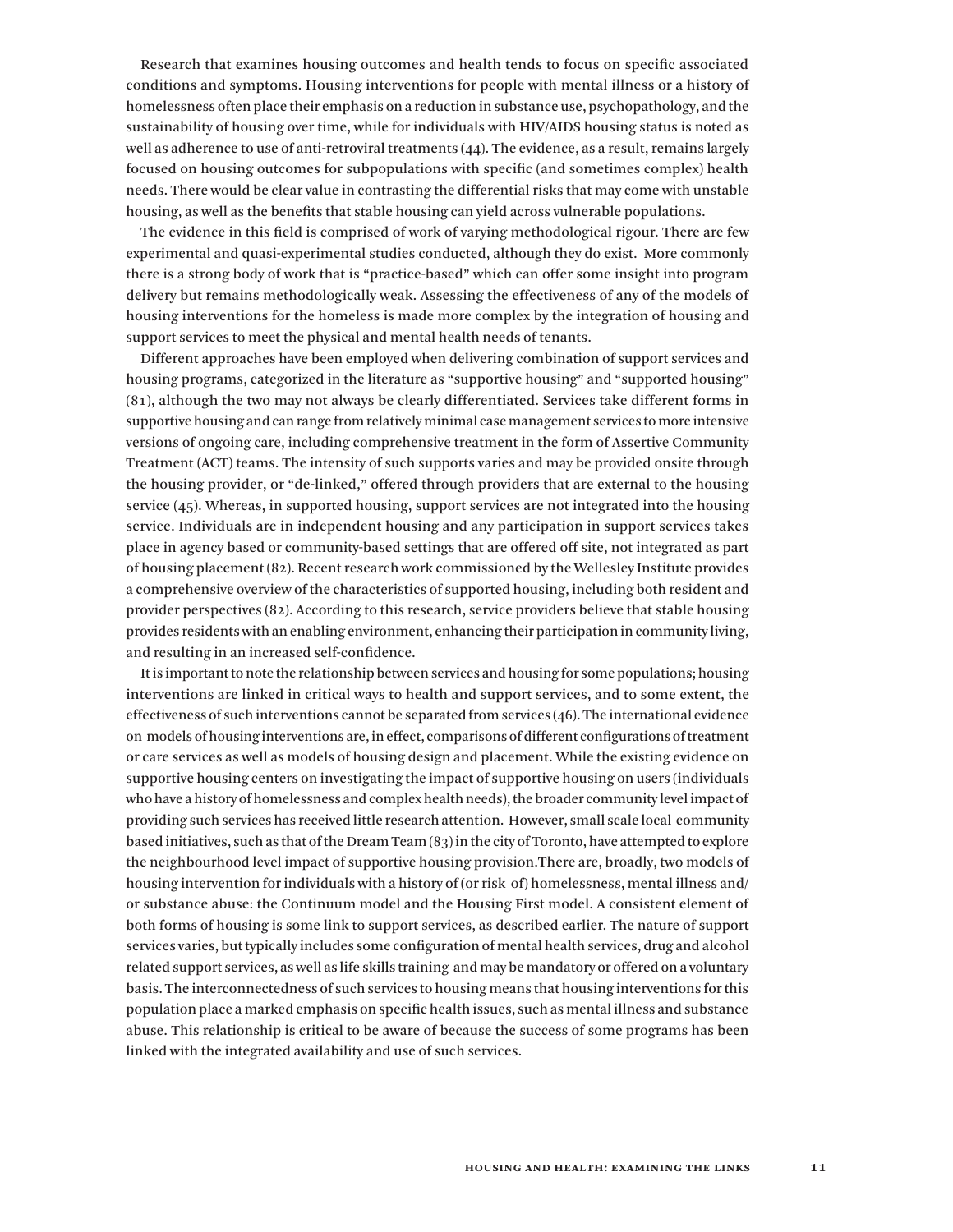Research that examines housing outcomes and health tends to focus on specific associated conditions and symptoms. Housing interventions for people with mental illness or a history of homelessness often place their emphasis on a reduction in substance use, psychopathology, and the sustainability of housing over time, while for individuals with HIV/AIDS housing status is noted as well as adherence to use of anti-retroviral treatments (44). The evidence, as a result, remains largely focused on housing outcomes for subpopulations with specific (and sometimes complex) health needs. There would be clear value in contrasting the differential risks that may come with unstable housing, as well as the benefits that stable housing can yield across vulnerable populations.

The evidence in this field is comprised of work of varying methodological rigour. There are few experimental and quasi-experimental studies conducted, although they do exist. More commonly there is a strong body of work that is "practice-based" which can offer some insight into program delivery but remains methodologically weak. Assessing the effectiveness of any of the models of housing interventions for the homeless is made more complex by the integration of housing and support services to meet the physical and mental health needs of tenants.

Different approaches have been employed when delivering combination of support services and housing programs, categorized in the literature as "supportive housing" and "supported housing" (81), although the two may not always be clearly differentiated. Services take different forms in supportive housing and can range from relatively minimal case management services to more intensive versions of ongoing care, including comprehensive treatment in the form of Assertive Community Treatment (ACT) teams. The intensity of such supports varies and may be provided onsite through the housing provider, or "de-linked," offered through providers that are external to the housing service (45). Whereas, in supported housing, support services are not integrated into the housing service. Individuals are in independent housing and any participation in support services takes place in agency based or community-based settings that are offered off site, not integrated as part of housing placement (82). Recent research work commissioned by the Wellesley Institute provides a comprehensive overview of the characteristics of supported housing, including both resident and provider perspectives (82). According to this research, service providers believe that stable housing provides residents with an enabling environment, enhancing their participation in community living, and resulting in an increased self-confidence.

It is important to note the relationship between services and housing for some populations; housing interventions are linked in critical ways to health and support services, and to some extent, the effectiveness of such interventions cannot be separated from services (46). The international evidence on models of housing interventions are, in effect, comparisons of different configurations of treatment or care services as well as models of housing design and placement. While the existing evidence on supportive housing centers on investigating the impact of supportive housing on users (individuals who have a history of homelessness and complex health needs), the broader community level impact of providing such services has received little research attention. However, small scale local community based initiatives, such as that of the Dream Team (83) in the city of Toronto, have attempted to explore the neighbourhood level impact of supportive housing provision.There are, broadly, two models of housing intervention for individuals with a history of (or risk of) homelessness, mental illness and/ or substance abuse: the Continuum model and the Housing First model. A consistent element of both forms of housing is some link to support services, as described earlier. The nature of support services varies, but typically includes some configuration of mental health services, drug and alcohol related support services, as well as life skills training and may be mandatory or offered on a voluntary basis. The interconnectedness of such services to housing means that housing interventions for this population place a marked emphasis on specific health issues, such as mental illness and substance abuse. This relationship is critical to be aware of because the success of some programs has been linked with the integrated availability and use of such services.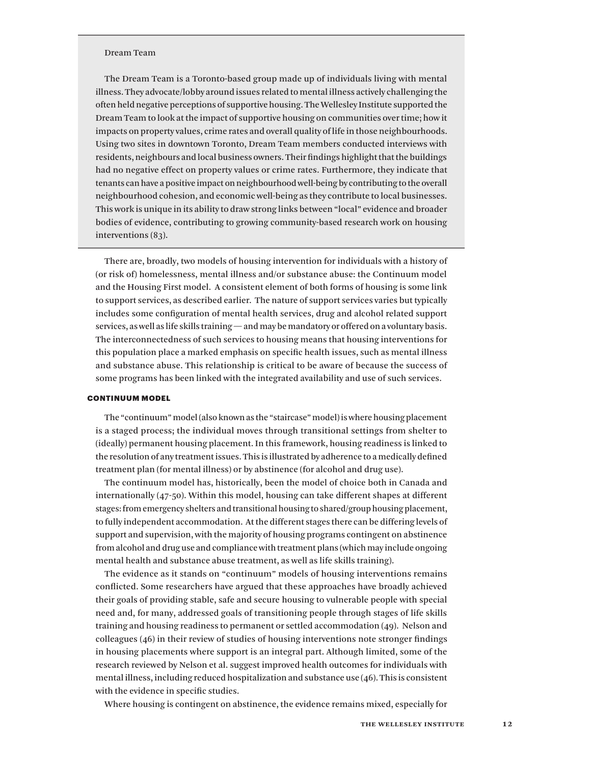Dream Team

The Dream Team is a Toronto-based group made up of individuals living with mental illness. They advocate/lobby around issues related to mental illness actively challenging the often held negative perceptions of supportive housing. The Wellesley Institute supported the Dream Team to look at the impact of supportive housing on communities over time; how it impacts on property values, crime rates and overall quality of life in those neighbourhoods. Using two sites in downtown Toronto, Dream Team members conducted interviews with residents, neighbours and local business owners. Their findings highlight that the buildings had no negative effect on property values or crime rates. Furthermore, they indicate that tenants can have a positive impact on neighbourhood well-being by contributing to the overall neighbourhood cohesion, and economic well-being as they contribute to local businesses. This work is unique in its ability to draw strong links between "local" evidence and broader bodies of evidence, contributing to growing community-based research work on housing interventions (83).

There are, broadly, two models of housing intervention for individuals with a history of (or risk of) homelessness, mental illness and/or substance abuse: the Continuum model and the Housing First model. A consistent element of both forms of housing is some link to support services, as described earlier. The nature of support services varies but typically includes some configuration of mental health services, drug and alcohol related support services, as well as life skills training — and may be mandatory or offered on a voluntary basis. The interconnectedness of such services to housing means that housing interventions for this population place a marked emphasis on specific health issues, such as mental illness and substance abuse. This relationship is critical to be aware of because the success of some programs has been linked with the integrated availability and use of such services.

### CONTINUUM MODEL

The "continuum" model (also known as the "staircase" model) is where housing placement is a staged process; the individual moves through transitional settings from shelter to (ideally) permanent housing placement. In this framework, housing readiness is linked to the resolution of any treatment issues. This is illustrated by adherence to a medically defined treatment plan (for mental illness) or by abstinence (for alcohol and drug use).

The continuum model has, historically, been the model of choice both in Canada and internationally (47-50). Within this model, housing can take different shapes at different stages: from emergency shelters and transitional housing to shared/group housing placement, to fully independent accommodation. At the different stages there can be differing levels of support and supervision, with the majority of housing programs contingent on abstinence from alcohol and drug use and compliance with treatment plans (which may include ongoing mental health and substance abuse treatment, as well as life skills training).

The evidence as it stands on "continuum" models of housing interventions remains conflicted. Some researchers have argued that these approaches have broadly achieved their goals of providing stable, safe and secure housing to vulnerable people with special need and, for many, addressed goals of transitioning people through stages of life skills training and housing readiness to permanent or settled accommodation (49). Nelson and colleagues (46) in their review of studies of housing interventions note stronger findings in housing placements where support is an integral part. Although limited, some of the research reviewed by Nelson et al. suggest improved health outcomes for individuals with mental illness, including reduced hospitalization and substance use (46). This is consistent with the evidence in specific studies.

Where housing is contingent on abstinence, the evidence remains mixed, especially for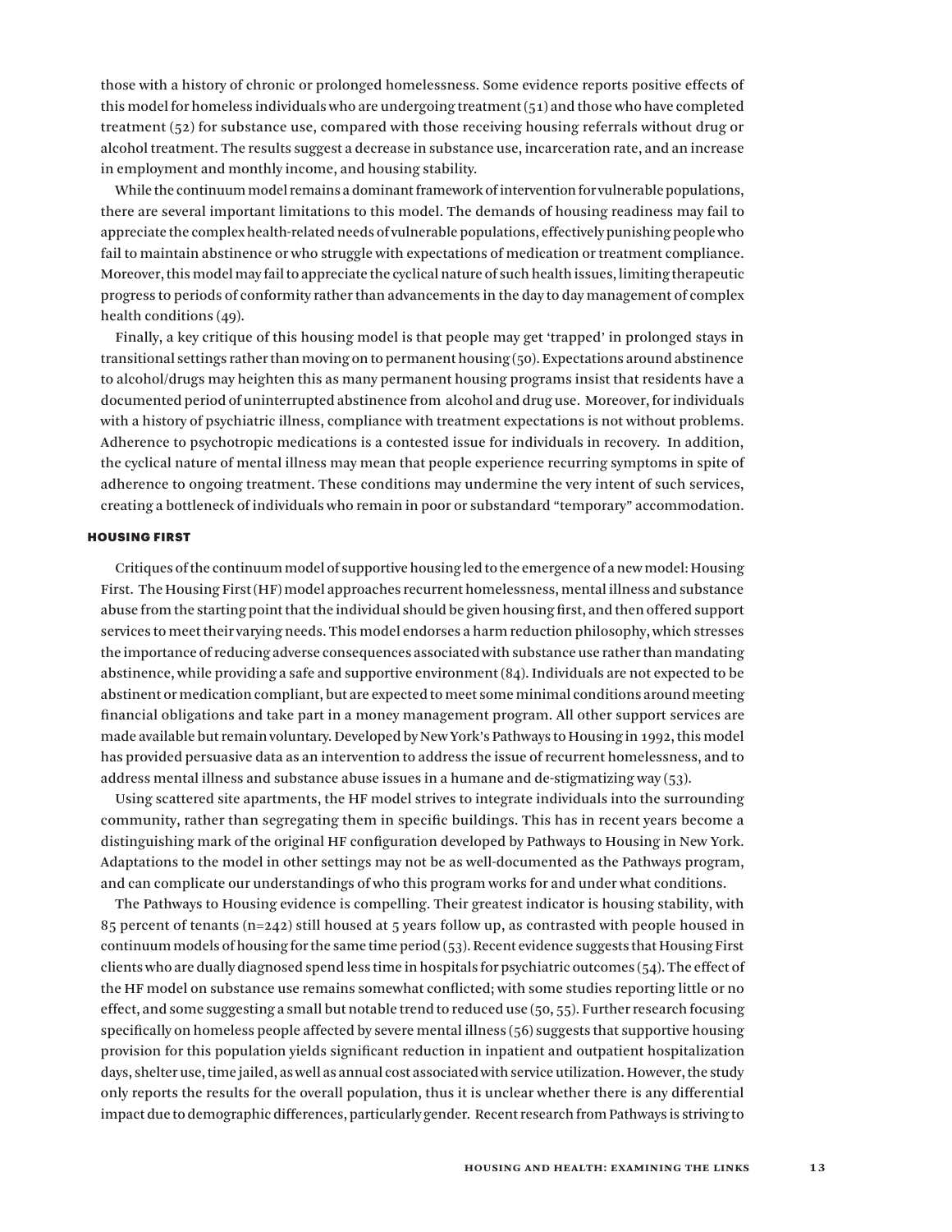those with a history of chronic or prolonged homelessness. Some evidence reports positive effects of this model for homeless individuals who are undergoing treatment (51) and those who have completed treatment (52) for substance use, compared with those receiving housing referrals without drug or alcohol treatment. The results suggest a decrease in substance use, incarceration rate, and an increase in employment and monthly income, and housing stability.

While the continuum model remains a dominant framework of intervention for vulnerable populations, there are several important limitations to this model. The demands of housing readiness may fail to appreciate the complex health-related needs of vulnerable populations, effectively punishing people who fail to maintain abstinence or who struggle with expectations of medication or treatment compliance. Moreover, this model may fail to appreciate the cyclical nature of such health issues, limiting therapeutic progress to periods of conformity rather than advancements in the day to day management of complex health conditions (49).

Finally, a key critique of this housing model is that people may get 'trapped' in prolonged stays in transitional settings rather than moving on to permanent housing (50). Expectations around abstinence to alcohol/drugs may heighten this as many permanent housing programs insist that residents have a documented period of uninterrupted abstinence from alcohol and drug use. Moreover, for individuals with a history of psychiatric illness, compliance with treatment expectations is not without problems. Adherence to psychotropic medications is a contested issue for individuals in recovery. In addition, the cyclical nature of mental illness may mean that people experience recurring symptoms in spite of adherence to ongoing treatment. These conditions may undermine the very intent of such services, creating a bottleneck of individuals who remain in poor or substandard "temporary" accommodation.

### HOUSING FIRST

Critiques of the continuum model of supportive housing led to the emergence of a new model: Housing First. The Housing First (HF) model approaches recurrent homelessness, mental illness and substance abuse from the starting point that the individual should be given housing first, and then offered support services to meet their varying needs. This model endorses a harm reduction philosophy, which stresses the importance of reducing adverse consequences associated with substance use rather than mandating abstinence, while providing a safe and supportive environment (84). Individuals are not expected to be abstinent or medication compliant, but are expected to meet some minimal conditions around meeting financial obligations and take part in a money management program. All other support services are made available but remain voluntary. Developed by New York's Pathways to Housing in 1992, this model has provided persuasive data as an intervention to address the issue of recurrent homelessness, and to address mental illness and substance abuse issues in a humane and de-stigmatizing way (53).

Using scattered site apartments, the HF model strives to integrate individuals into the surrounding community, rather than segregating them in specific buildings. This has in recent years become a distinguishing mark of the original HF configuration developed by Pathways to Housing in New York. Adaptations to the model in other settings may not be as well-documented as the Pathways program, and can complicate our understandings of who this program works for and under what conditions.

The Pathways to Housing evidence is compelling. Their greatest indicator is housing stability, with 85 percent of tenants (n=242) still housed at 5 years follow up, as contrasted with people housed in continuum models of housing for the same time period (53). Recent evidence suggests that Housing First clients who are dually diagnosed spend less time in hospitals for psychiatric outcomes (54). The effect of the HF model on substance use remains somewhat conflicted; with some studies reporting little or no effect, and some suggesting a small but notable trend to reduced use (50, 55). Further research focusing specifically on homeless people affected by severe mental illness (56) suggests that supportive housing provision for this population yields significant reduction in inpatient and outpatient hospitalization days, shelter use, time jailed, as well as annual cost associated with service utilization. However, the study only reports the results for the overall population, thus it is unclear whether there is any differential impact due to demographic differences, particularly gender. Recent research from Pathways is striving to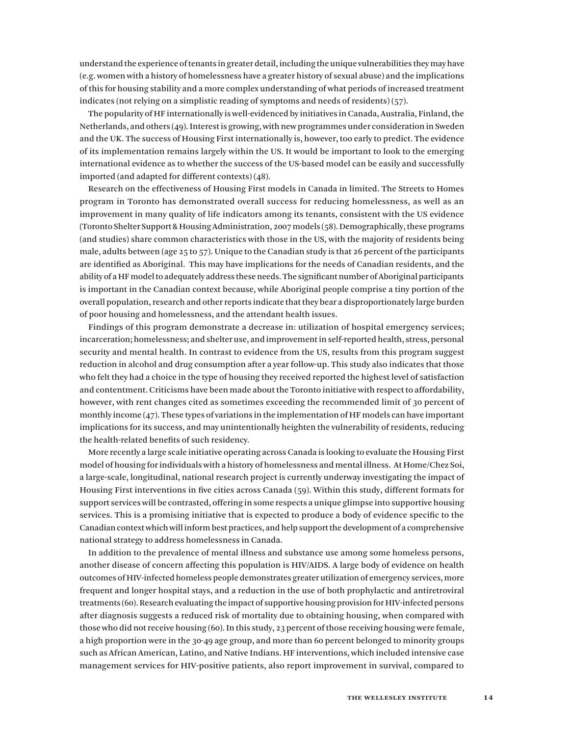understand the experience of tenants in greater detail, including the unique vulnerabilities they may have (e.g. women with a history of homelessness have a greater history of sexual abuse) and the implications of this for housing stability and a more complex understanding of what periods of increased treatment indicates (not relying on a simplistic reading of symptoms and needs of residents) (57).

The popularity of HF internationally is well-evidenced by initiatives in Canada, Australia, Finland, the Netherlands, and others (49). Interest is growing, with new programmes under consideration in Sweden and the UK. The success of Housing First internationally is, however, too early to predict. The evidence of its implementation remains largely within the US. It would be important to look to the emerging international evidence as to whether the success of the US-based model can be easily and successfully imported (and adapted for different contexts) (48).

Research on the effectiveness of Housing First models in Canada in limited. The Streets to Homes program in Toronto has demonstrated overall success for reducing homelessness, as well as an improvement in many quality of life indicators among its tenants, consistent with the US evidence (Toronto Shelter Support & Housing Administration, 2007 models (58). Demographically, these programs (and studies) share common characteristics with those in the US, with the majority of residents being male, adults between (age 25 to 57). Unique to the Canadian study is that 26 percent of the participants are identified as Aboriginal. This may have implications for the needs of Canadian residents, and the ability of a HF model to adequately address these needs. The significant number of Aboriginal participants is important in the Canadian context because, while Aboriginal people comprise a tiny portion of the overall population, research and other reports indicate that they bear a disproportionately large burden of poor housing and homelessness, and the attendant health issues.

Findings of this program demonstrate a decrease in: utilization of hospital emergency services; incarceration; homelessness; and shelter use, and improvement in self-reported health, stress, personal security and mental health. In contrast to evidence from the US, results from this program suggest reduction in alcohol and drug consumption after a year follow-up. This study also indicates that those who felt they had a choice in the type of housing they received reported the highest level of satisfaction and contentment. Criticisms have been made about the Toronto initiative with respect to affordability, however, with rent changes cited as sometimes exceeding the recommended limit of 30 percent of monthly income (47). These types of variations in the implementation of HF models can have important implications for its success, and may unintentionally heighten the vulnerability of residents, reducing the health-related benefits of such residency.

More recently a large scale initiative operating across Canada is looking to evaluate the Housing First model of housing for individuals with a history of homelessness and mental illness. At Home/Chez Soi, a large-scale, longitudinal, national research project is currently underway investigating the impact of Housing First interventions in five cities across Canada (59). Within this study, different formats for support services will be contrasted, offering in some respects a unique glimpse into supportive housing services. This is a promising initiative that is expected to produce a body of evidence specific to the Canadian context which will inform best practices, and help support the development of a comprehensive national strategy to address homelessness in Canada.

In addition to the prevalence of mental illness and substance use among some homeless persons, another disease of concern affecting this population is HIV/AIDS. A large body of evidence on health outcomes of HIV-infected homeless people demonstrates greater utilization of emergency services, more frequent and longer hospital stays, and a reduction in the use of both prophylactic and antiretroviral treatments (60). Research evaluating the impact of supportive housing provision for HIV-infected persons after diagnosis suggests a reduced risk of mortality due to obtaining housing, when compared with those who did not receive housing (60). In this study, 23 percent of those receiving housing were female, a high proportion were in the 30-49 age group, and more than 60 percent belonged to minority groups such as African American, Latino, and Native Indians. HF interventions, which included intensive case management services for HIV-positive patients, also report improvement in survival, compared to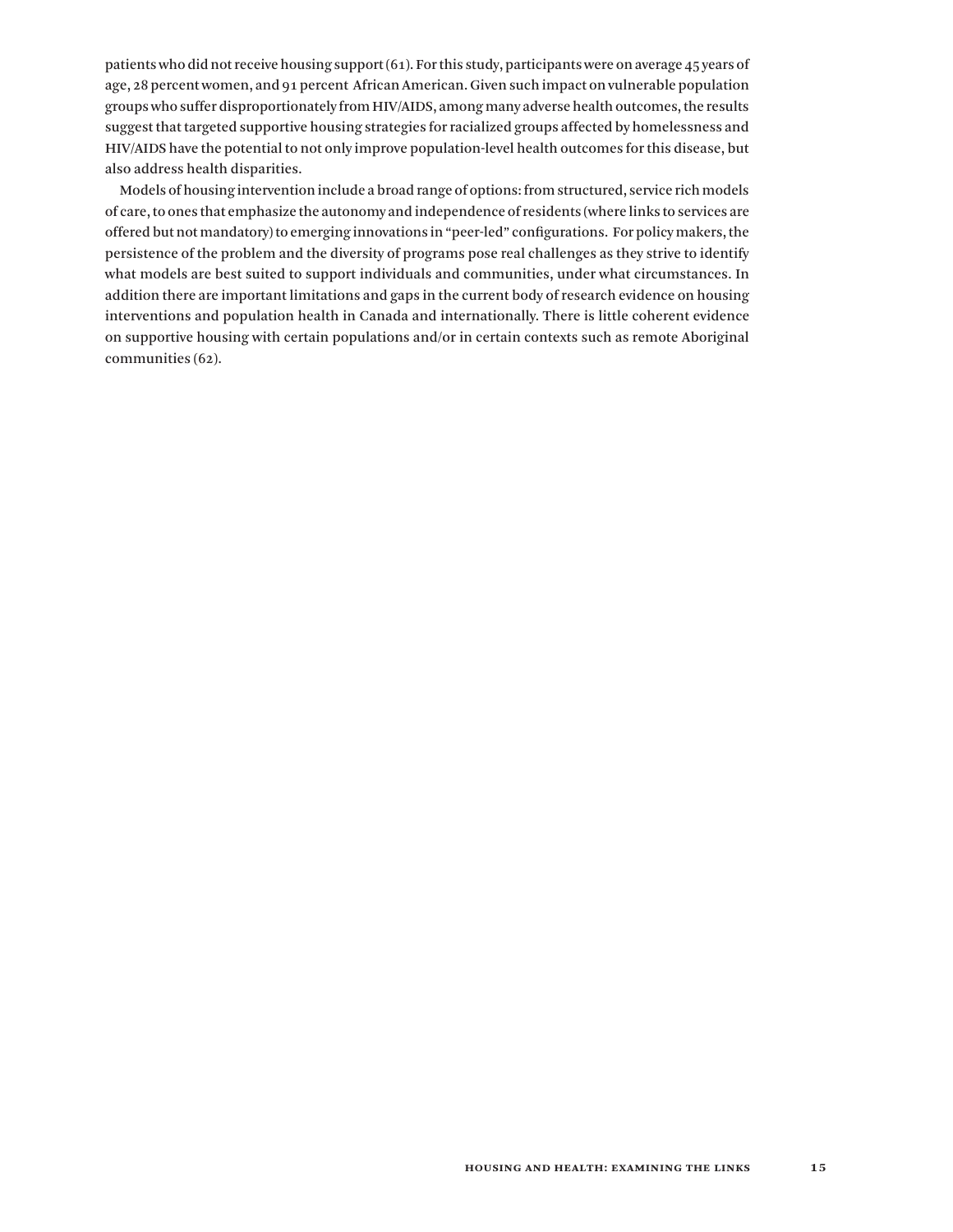patients who did not receive housing support (61). For this study, participants were on average 45 years of age, 28 percent women, and 91 percent African American. Given such impact on vulnerable population groups who suffer disproportionately from HIV/AIDS, among many adverse health outcomes, the results suggest that targeted supportive housing strategies for racialized groups affected by homelessness and HIV/AIDS have the potential to not only improve population-level health outcomes for this disease, but also address health disparities.

Models of housing intervention include a broad range of options: from structured, service rich models of care, to ones that emphasize the autonomy and independence of residents (where links to services are offered but not mandatory) to emerging innovations in "peer-led" configurations. For policy makers, the persistence of the problem and the diversity of programs pose real challenges as they strive to identify what models are best suited to support individuals and communities, under what circumstances. In addition there are important limitations and gaps in the current body of research evidence on housing interventions and population health in Canada and internationally. There is little coherent evidence on supportive housing with certain populations and/or in certain contexts such as remote Aboriginal communities (62).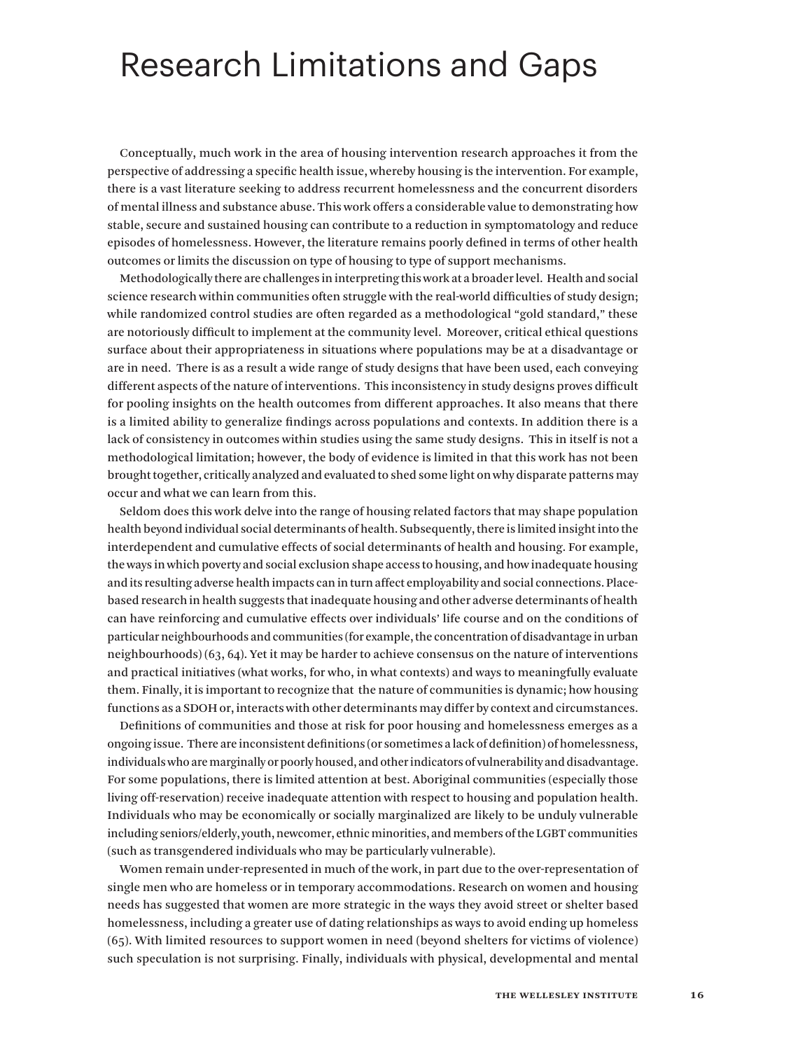# Research Limitations and Gaps

Conceptually, much work in the area of housing intervention research approaches it from the perspective of addressing a specific health issue, whereby housing is the intervention. For example, there is a vast literature seeking to address recurrent homelessness and the concurrent disorders of mental illness and substance abuse. This work offers a considerable value to demonstrating how stable, secure and sustained housing can contribute to a reduction in symptomatology and reduce episodes of homelessness. However, the literature remains poorly defined in terms of other health outcomes or limits the discussion on type of housing to type of support mechanisms.

Methodologically there are challenges in interpreting this work at a broader level. Health and social science research within communities often struggle with the real-world difficulties of study design; while randomized control studies are often regarded as a methodological "gold standard," these are notoriously difficult to implement at the community level. Moreover, critical ethical questions surface about their appropriateness in situations where populations may be at a disadvantage or are in need. There is as a result a wide range of study designs that have been used, each conveying different aspects of the nature of interventions. This inconsistency in study designs proves difficult for pooling insights on the health outcomes from different approaches. It also means that there is a limited ability to generalize findings across populations and contexts. In addition there is a lack of consistency in outcomes within studies using the same study designs. This in itself is not a methodological limitation; however, the body of evidence is limited in that this work has not been brought together, critically analyzed and evaluated to shed some light on why disparate patterns may occur and what we can learn from this.

Seldom does this work delve into the range of housing related factors that may shape population health beyond individual social determinants of health. Subsequently, there is limited insight into the interdependent and cumulative effects of social determinants of health and housing. For example, the ways in which poverty and social exclusion shape access to housing, and how inadequate housing and its resulting adverse health impacts can in turn affect employability and social connections. Place-based research in health suggests that inadequate housing and other adverse determinants of health can have reinforcing and cumulative effects over individuals' life course and on the conditions of particular neighbourhoods and communities (for example, the concentration of disadvantage in urban neighbourhoods) (63, 64). Yet it may be harder to achieve consensus on the nature of interventions and practical initiatives (what works, for who, in what contexts) and ways to meaningfully evaluate them. Finally, it is important to recognize that the nature of communities is dynamic; how housing functions as a SDOH or, interacts with other determinants may differ by context and circumstances.

Definitions of communities and those at risk for poor housing and homelessness emerges as a ongoing issue. There are inconsistent definitions (or sometimes a lack of definition) of homelessness, individuals who are marginally or poorly housed, and other indicators of vulnerability and disadvantage. For some populations, there is limited attention at best. Aboriginal communities (especially those living off-reservation) receive inadequate attention with respect to housing and population health. Individuals who may be economically or socially marginalized are likely to be unduly vulnerable including seniors/elderly, youth, newcomer, ethnic minorities, and members of the LGBT communities (such as transgendered individuals who may be particularly vulnerable).

Women remain under-represented in much of the work, in part due to the over-representation of single men who are homeless or in temporary accommodations. Research on women and housing needs has suggested that women are more strategic in the ways they avoid street or shelter based homelessness, including a greater use of dating relationships as ways to avoid ending up homeless (65). With limited resources to support women in need (beyond shelters for victims of violence) such speculation is not surprising. Finally, individuals with physical, developmental and mental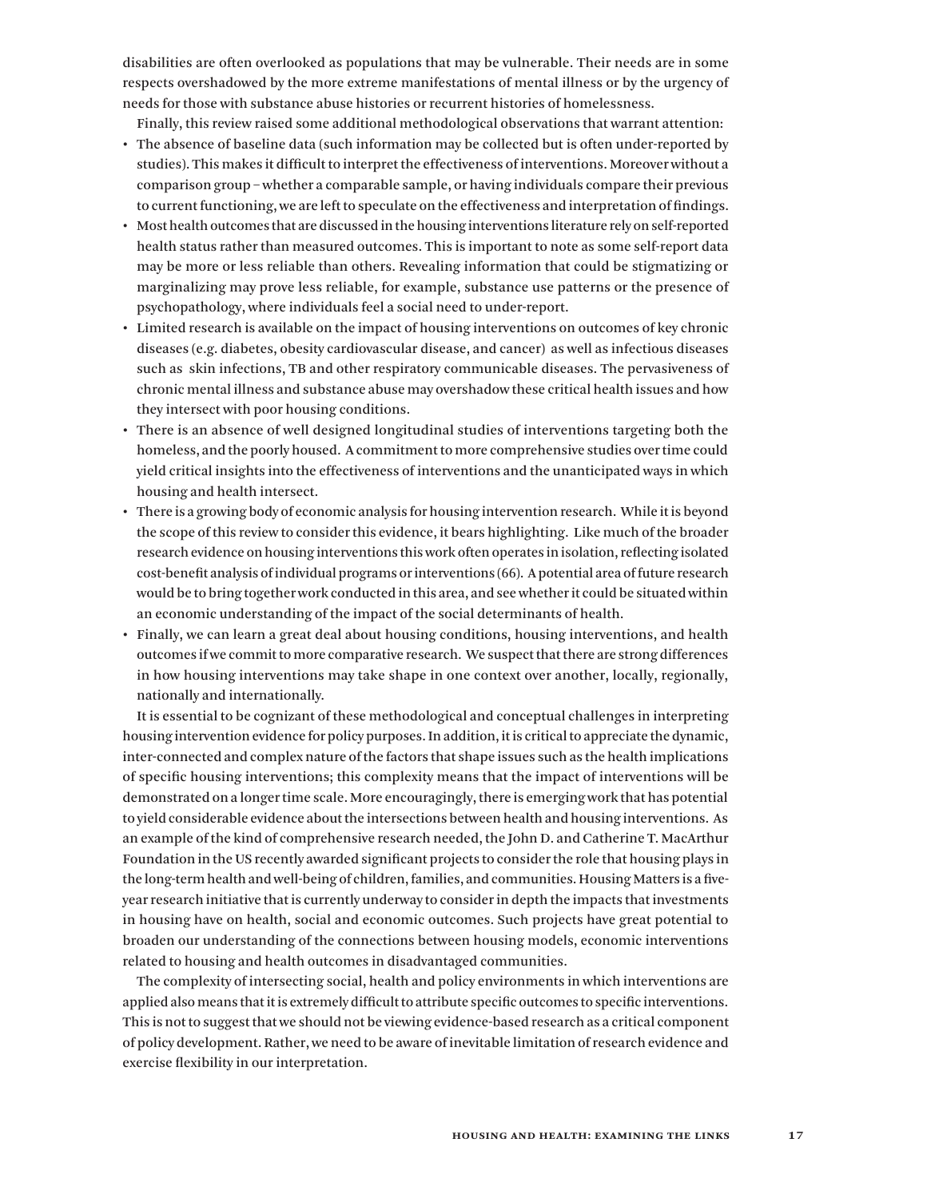disabilities are often overlooked as populations that may be vulnerable. Their needs are in some respects overshadowed by the more extreme manifestations of mental illness or by the urgency of needs for those with substance abuse histories or recurrent histories of homelessness.

Finally, this review raised some additional methodological observations that warrant attention:

- The absence of baseline data (such information may be collected but is often under-reported by studies). This makes it difficult to interpret the effectiveness of interventions. Moreover without a comparison group – whether a comparable sample, or having individuals compare their previous to current functioning, we are left to speculate on the effectiveness and interpretation of findings.
- Most health outcomes that are discussed in the housing interventions literature rely on self-reported health status rather than measured outcomes. This is important to note as some self-report data may be more or less reliable than others. Revealing information that could be stigmatizing or marginalizing may prove less reliable, for example, substance use patterns or the presence of psychopathology, where individuals feel a social need to under-report.
- Limited research is available on the impact of housing interventions on outcomes of key chronic diseases (e.g. diabetes, obesity cardiovascular disease, and cancer) as well as infectious diseases such as skin infections, TB and other respiratory communicable diseases. The pervasiveness of chronic mental illness and substance abuse may overshadow these critical health issues and how they intersect with poor housing conditions.
- There is an absence of well designed longitudinal studies of interventions targeting both the homeless, and the poorly housed. A commitment to more comprehensive studies over time could yield critical insights into the effectiveness of interventions and the unanticipated ways in which housing and health intersect.
- There is a growing body of economic analysis for housing intervention research. While it is beyond the scope of this review to consider this evidence, it bears highlighting. Like much of the broader research evidence on housing interventions this work often operates in isolation, reflecting isolated cost-benefit analysis of individual programs or interventions (66). A potential area of future research would be to bring together work conducted in this area, and see whether it could be situated within an economic understanding of the impact of the social determinants of health.
- Finally, we can learn a great deal about housing conditions, housing interventions, and health outcomes if we commit to more comparative research. We suspect that there are strong differences in how housing interventions may take shape in one context over another, locally, regionally, nationally and internationally.

It is essential to be cognizant of these methodological and conceptual challenges in interpreting housing intervention evidence for policy purposes. In addition, it is critical to appreciate the dynamic, inter-connected and complex nature of the factors that shape issues such as the health implications of specific housing interventions; this complexity means that the impact of interventions will be demonstrated on a longer time scale. More encouragingly, there is emerging work that has potential to yield considerable evidence about the intersections between health and housing interventions. As an example of the kind of comprehensive research needed, the John D. and Catherine T. MacArthur Foundation in the US recently awarded significant projects to consider the role that housing plays in the long-term health and well-being of children, families, and communities. Housing Matters is a five-year research initiative that is currently underway to consider in depth the impacts that investments in housing have on health, social and economic outcomes. Such projects have great potential to broaden our understanding of the connections between housing models, economic interventions related to housing and health outcomes in disadvantaged communities.

The complexity of intersecting social, health and policy environments in which interventions are applied also means that it is extremely difficult to attribute specific outcomes to specific interventions. This is not to suggest that we should not be viewing evidence-based research as a critical component of policy development. Rather, we need to be aware of inevitable limitation of research evidence and exercise flexibility in our interpretation.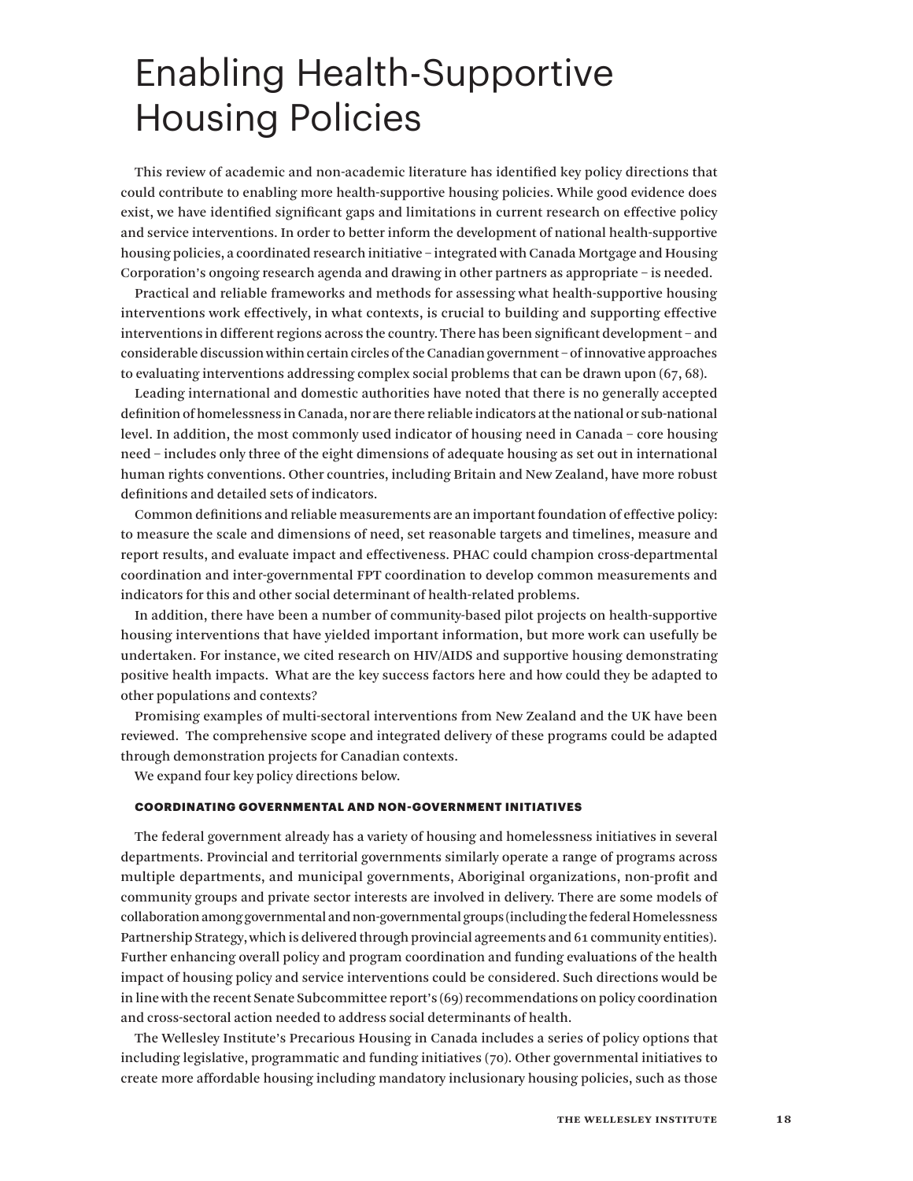# Enabling Health-Supportive Housing Policies

This review of academic and non-academic literature has identified key policy directions that could contribute to enabling more health-supportive housing policies. While good evidence does exist, we have identified significant gaps and limitations in current research on effective policy and service interventions. In order to better inform the development of national health-supportive housing policies, a coordinated research initiative – integrated with Canada Mortgage and Housing Corporation's ongoing research agenda and drawing in other partners as appropriate – is needed.

Practical and reliable frameworks and methods for assessing what health-supportive housing interventions work effectively, in what contexts, is crucial to building and supporting effective interventions in different regions across the country. There has been significant development – and considerable discussion within certain circles of the Canadian government – of innovative approaches to evaluating interventions addressing complex social problems that can be drawn upon (67, 68).

Leading international and domestic authorities have noted that there is no generally accepted definition of homelessness in Canada, nor are there reliable indicators at the national or sub-national level. In addition, the most commonly used indicator of housing need in Canada – core housing need – includes only three of the eight dimensions of adequate housing as set out in international human rights conventions. Other countries, including Britain and New Zealand, have more robust definitions and detailed sets of indicators.

Common definitions and reliable measurements are an important foundation of effective policy: to measure the scale and dimensions of need, set reasonable targets and timelines, measure and report results, and evaluate impact and effectiveness. PHAC could champion cross-departmental coordination and inter-governmental FPT coordination to develop common measurements and indicators for this and other social determinant of health-related problems.

In addition, there have been a number of community-based pilot projects on health-supportive housing interventions that have yielded important information, but more work can usefully be undertaken. For instance, we cited research on HIV/AIDS and supportive housing demonstrating positive health impacts. What are the key success factors here and how could they be adapted to other populations and contexts?

Promising examples of multi-sectoral interventions from New Zealand and the UK have been reviewed. The comprehensive scope and integrated delivery of these programs could be adapted through demonstration projects for Canadian contexts.

We expand four key policy directions below.

### COORDINATING GOVERNMENTAL AND NON-GOVERNMENT INITIATIVES

The federal government already has a variety of housing and homelessness initiatives in several departments. Provincial and territorial governments similarly operate a range of programs across multiple departments, and municipal governments, Aboriginal organizations, non-profit and community groups and private sector interests are involved in delivery. There are some models of collaboration among governmental and non-governmental groups (including the federal Homelessness Partnership Strategy, which is delivered through provincial agreements and 61 community entities). Further enhancing overall policy and program coordination and funding evaluations of the health impact of housing policy and service interventions could be considered. Such directions would be in line with the recent Senate Subcommittee report's (69) recommendations on policy coordination and cross-sectoral action needed to address social determinants of health.

The Wellesley Institute's Precarious Housing in Canada includes a series of policy options that including legislative, programmatic and funding initiatives (70). Other governmental initiatives to create more affordable housing including mandatory inclusionary housing policies, such as those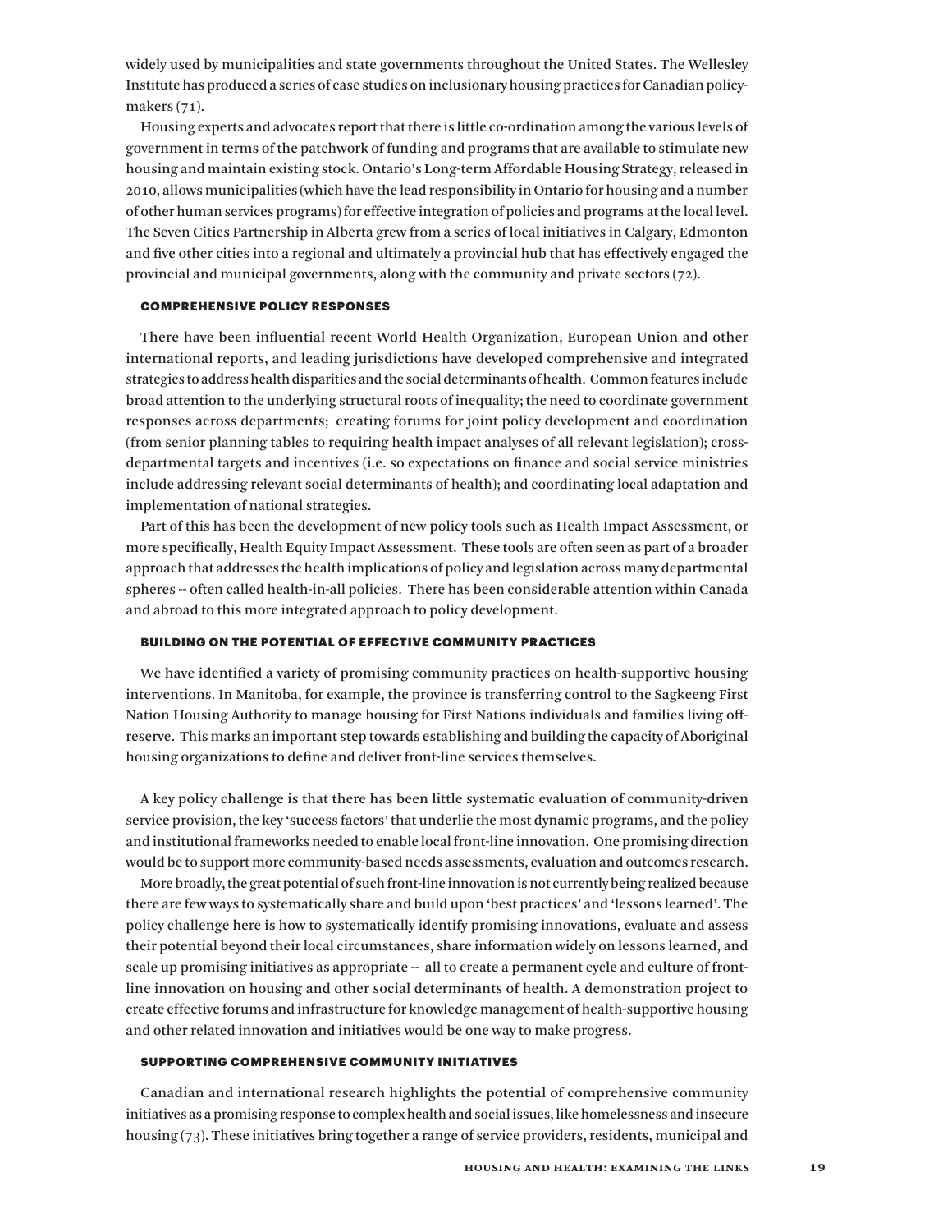widely used by municipalities and state governments throughout the United States. The Wellesley Institute has produced a series of case studies on inclusionary housing practices for Canadian policy-makers (71).

Housing experts and advocates report that there is little co-ordination among the various levels of government in terms of the patchwork of funding and programs that are available to stimulate new housing and maintain existing stock. Ontario's Long-term Affordable Housing Strategy, released in 2010, allows municipalities (which have the lead responsibility in Ontario for housing and a number of other human services programs) for effective integration of policies and programs at the local level. The Seven Cities Partnership in Alberta grew from a series of local initiatives in Calgary, Edmonton and five other cities into a regional and ultimately a provincial hub that has effectively engaged the provincial and municipal governments, along with the community and private sectors (72).

#### COMPREHENSIVE POLICY RESPONSES

There have been influential recent World Health Organization, European Union and other international reports, and leading jurisdictions have developed comprehensive and integrated strategies to address health disparities and the social determinants of health. Common features include broad attention to the underlying structural roots of inequality; the need to coordinate government responses across departments; creating forums for joint policy development and coordination (from senior planning tables to requiring health impact analyses of all relevant legislation); cross-departmental targets and incentives (i.e. so expectations on finance and social service ministries include addressing relevant social determinants of health); and coordinating local adaptation and implementation of national strategies.

Part of this has been the development of new policy tools such as Health Impact Assessment, or more specifically, Health Equity Impact Assessment. These tools are often seen as part of a broader approach that addresses the health implications of policy and legislation across many departmental spheres -- often called health-in-all policies. There has been considerable attention within Canada and abroad to this more integrated approach to policy development.

#### BUILDING ON THE POTENTIAL OF EFFECTIVE COMMUNITY PRACTICES

We have identified a variety of promising community practices on health-supportive housing interventions. In Manitoba, for example, the province is transferring control to the Sagkeeng First Nation Housing Authority to manage housing for First Nations individuals and families living off-reserve. This marks an important step towards establishing and building the capacity of Aboriginal housing organizations to define and deliver front-line services themselves.

A key policy challenge is that there has been little systematic evaluation of community-driven service provision, the key 'success factors' that underlie the most dynamic programs, and the policy and institutional frameworks needed to enable local front-line innovation. One promising direction would be to support more community-based needs assessments, evaluation and outcomes research.

More broadly, the great potential of such front-line innovation is not currently being realized because there are few ways to systematically share and build upon 'best practices' and 'lessons learned'. The policy challenge here is how to systematically identify promising innovations, evaluate and assess their potential beyond their local circumstances, share information widely on lessons learned, and scale up promising initiatives as appropriate -- all to create a permanent cycle and culture of front-line innovation on housing and other social determinants of health. A demonstration project to create effective forums and infrastructure for knowledge management of health-supportive housing and other related innovation and initiatives would be one way to make progress.

#### SUPPORTING COMPREHENSIVE COMMUNITY INITIATIVES

Canadian and international research highlights the potential of comprehensive community initiatives as a promising response to complex health and social issues, like homelessness and insecure housing (73). These initiatives bring together a range of service providers, residents, municipal and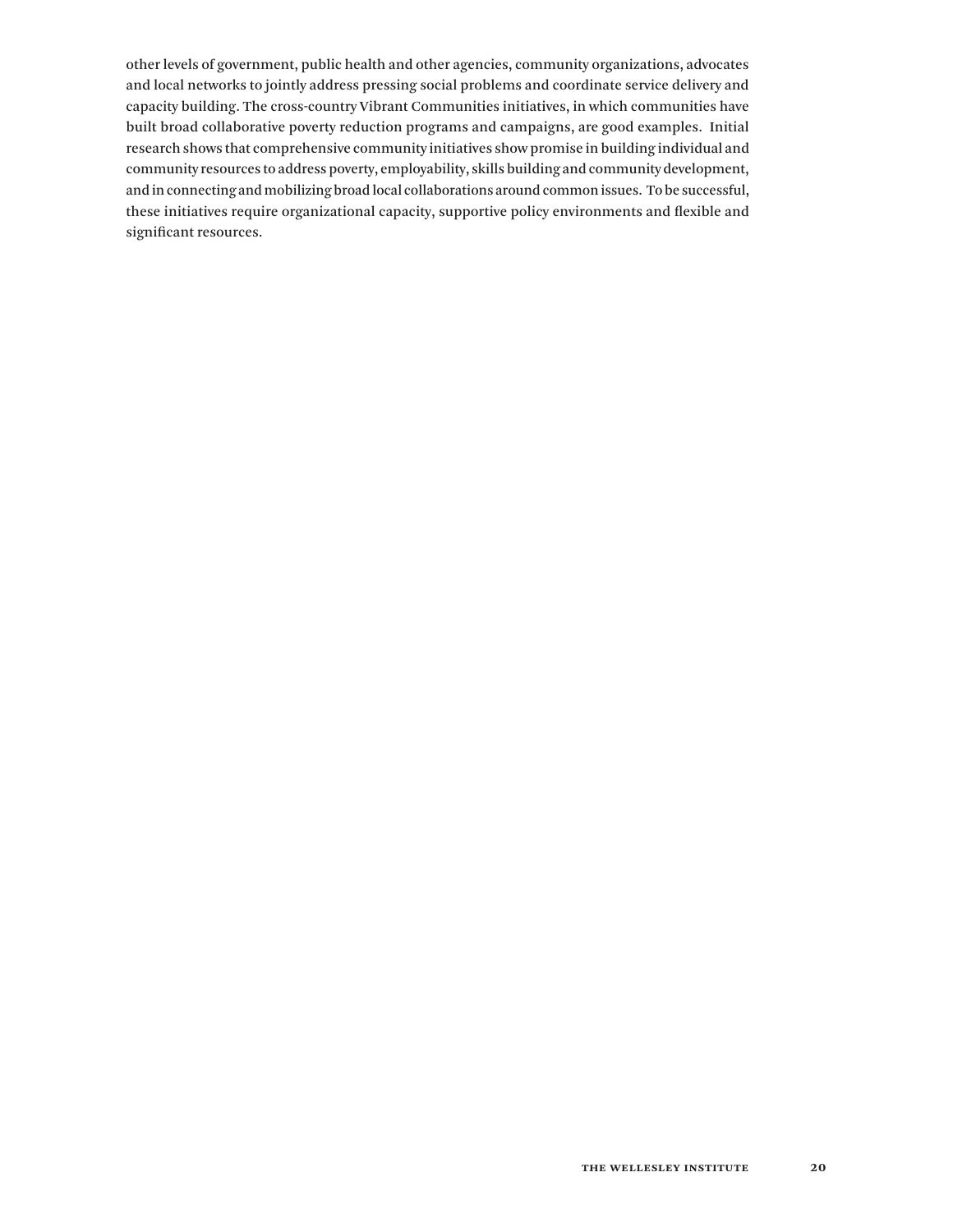other levels of government, public health and other agencies, community organizations, advocates and local networks to jointly address pressing social problems and coordinate service delivery and capacity building. The cross-country Vibrant Communities initiatives, in which communities have built broad collaborative poverty reduction programs and campaigns, are good examples. Initial research shows that comprehensive community initiatives show promise in building individual and community resources to address poverty, employability, skills building and community development, and in connecting and mobilizing broad local collaborations around common issues. To be successful, these initiatives require organizational capacity, supportive policy environments and flexible and significant resources.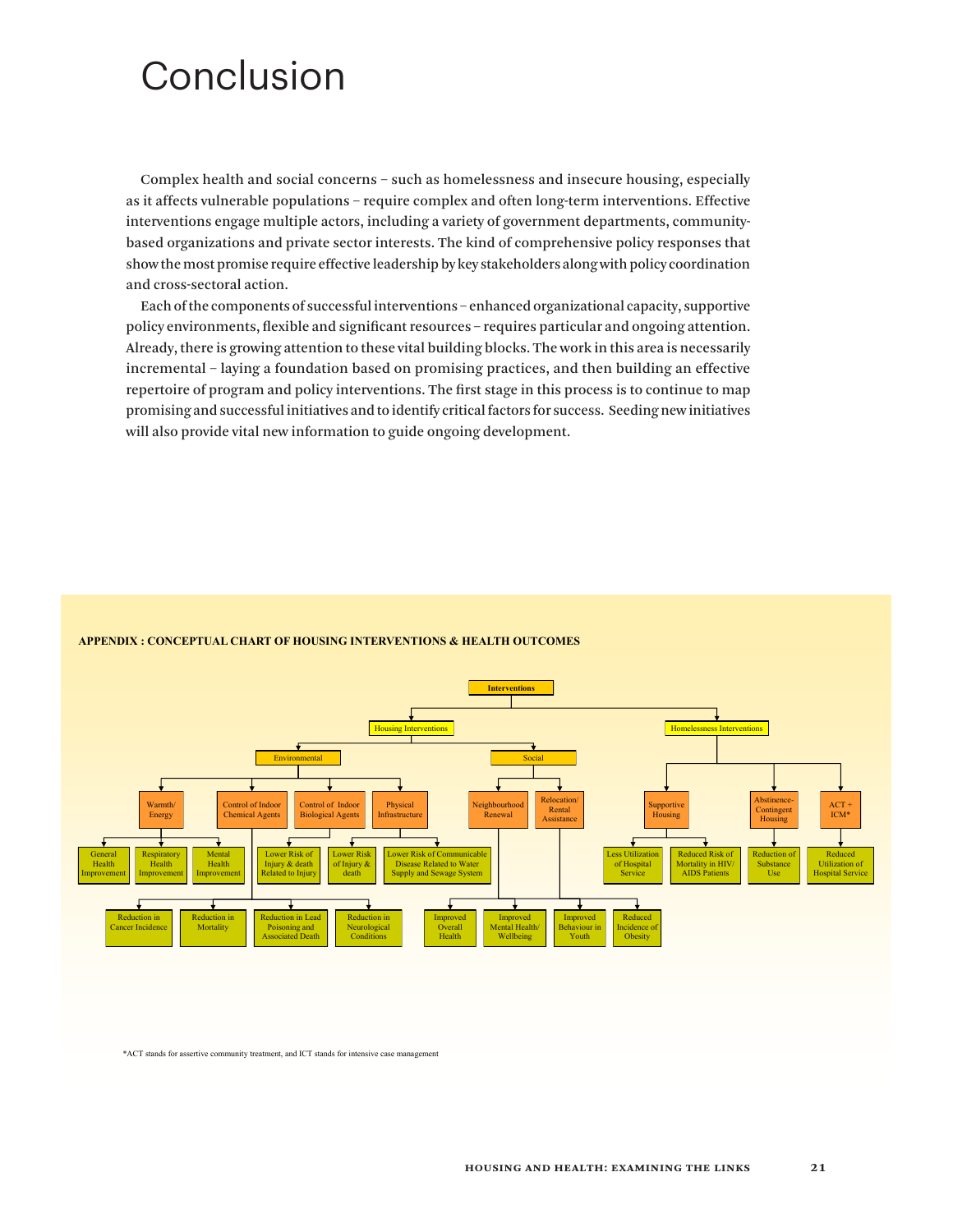# Conclusion

Complex health and social concerns – such as homelessness and insecure housing, especially as it affects vulnerable populations – require complex and often long-term interventions. Effective interventions engage multiple actors, including a variety of government departments, community-based organizations and private sector interests. The kind of comprehensive policy responses that show the most promise require effective leadership by key stakeholders along with policy coordination and cross-sectoral action.

Each of the components of successful interventions – enhanced organizational capacity, supportive policy environments, flexible and significant resources – requires particular and ongoing attention. Already, there is growing attention to these vital building blocks. The work in this area is necessarily incremental – laying a foundation based on promising practices, and then building an effective repertoire of program and policy interventions. The first stage in this process is to continue to map promising and successful initiatives and to identify critical factors for success. Seeding new initiatives will also provide vital new information to guide ongoing development.

**APPENDIX : CONCEPTUAL CHART OF HOUSING INTERVENTIONS & HEALTH OUTCOMES**

- Interventions
  - Housing Interventions
    - Environmental
      - Warmth/ Energy
        - General Health Improvement
        - Respiratory Health Improvement
        - Mental Health Improvement
      - Control of Indoor Chemical Agents
        - Reduction in Cancer Incidence
        - Reduction in Mortality
        - Reduction in Lead Poisoning and Associated Death
        - Reduction in Neurological Conditions
      - Control of Indoor Biological Agents
        - Lower Risk of Injury & death Related to Injury
      - Physical Infrastructure
        - Lower Risk of Injury & death
        - Lower Risk of Communicable Disease Related to Water Supply and Sewage System
    - Social
      - Neighbourhood Renewal
      - Relocation/ Rental Assistance
        - Improved Overall Health
        - Improved Mental Health/ Wellbeing
        - Improved Behaviour in Youth
        - Reduced Incidence of Obesity
  - Homelessness Interventions
    - Supportive Housing
      - Less Utilization of Hospital Service
      - Reduced Risk of Mortality in HIV/ AIDS Patients
    - Abstinence-Contingent Housing
      - Reduction of Substance Use
    - ACT + ICM*
      - Reduced Utilization of Hospital Service

*ACT stands for assertive community treatment, and ICT stands for intensive case management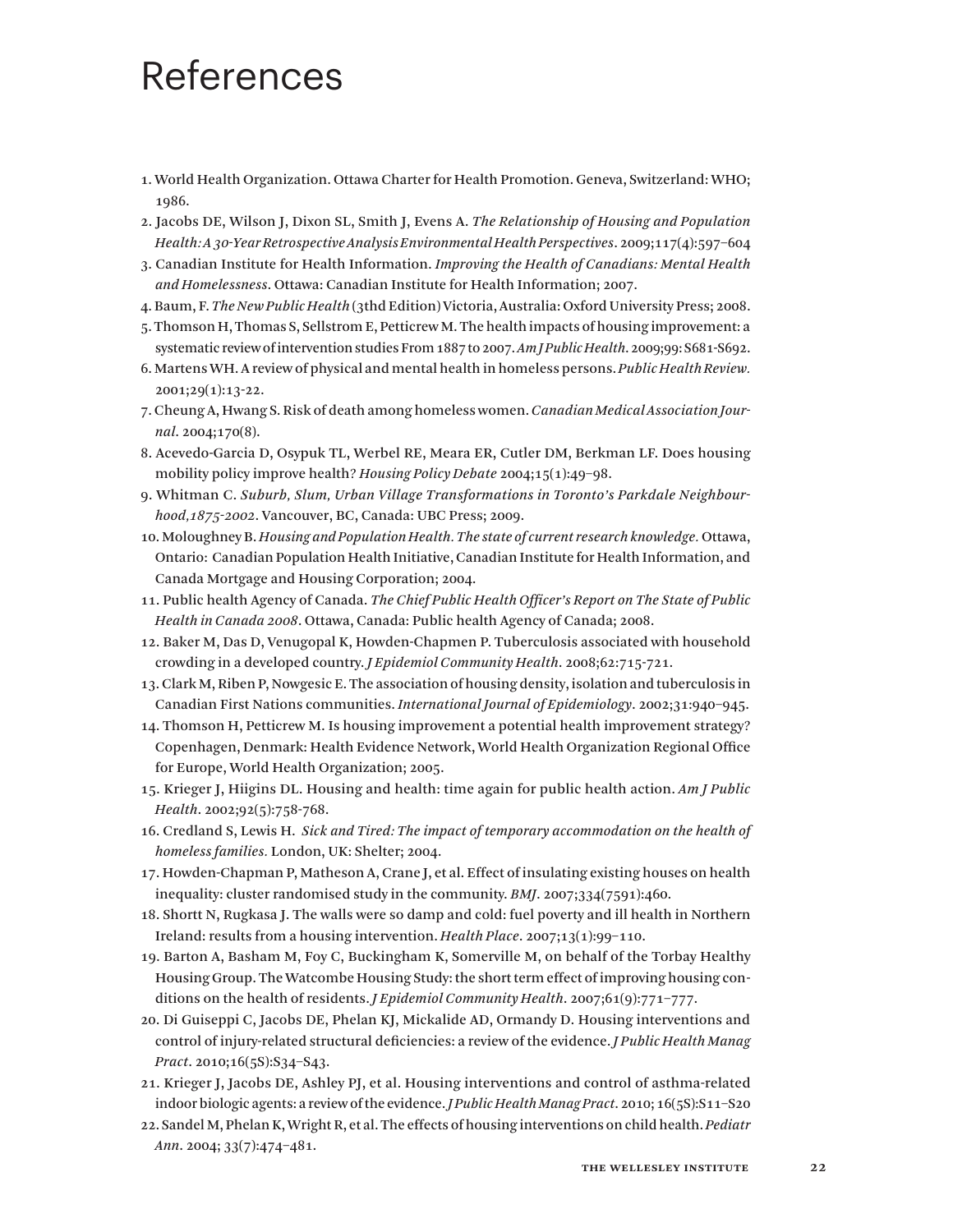# References

1. World Health Organization. Ottawa Charter for Health Promotion. Geneva, Switzerland: WHO; 1986.
2. Jacobs DE, Wilson J, Dixon SL, Smith J, Evens A. *The Relationship of Housing and Population Health: A 30-Year Retrospective Analysis Environmental Health Perspectives*. 2009;117(4):597–604
3. Canadian Institute for Health Information. *Improving the Health of Canadians: Mental Health and Homelessness*. Ottawa: Canadian Institute for Health Information; 2007.
4. Baum, F. *The New Public Health* (3thd Edition) Victoria, Australia: Oxford University Press; 2008.
5. Thomson H, Thomas S, Sellstrom E, Petticrew M. The health impacts of housing improvement: a systematic review of intervention studies From 1887 to 2007. *Am J Public Health*. 2009;99: S681-S692.
6. Martens WH. A review of physical and mental health in homeless persons. *Public Health Review.* 2001;29(1):13-22.
7. Cheung A, Hwang S. Risk of death among homeless women. *Canadian Medical Association Journal*. 2004;170(8).
8. Acevedo-Garcia D, Osypuk TL, Werbel RE, Meara ER, Cutler DM, Berkman LF. Does housing mobility policy improve health? *Housing Policy Debate* 2004;15(1):49–98.
9. Whitman C. *Suburb, Slum, Urban Village Transformations in Toronto's Parkdale Neighbourhood,1875-2002*. Vancouver, BC, Canada: UBC Press; 2009.
10. Moloughney B. *Housing and Population Health. The state of current research knowledge.* Ottawa, Ontario: Canadian Population Health Initiative, Canadian Institute for Health Information, and Canada Mortgage and Housing Corporation; 2004.
11. Public health Agency of Canada. *The Chief Public Health Officer's Report on The State of Public Health in Canada 2008*. Ottawa, Canada: Public health Agency of Canada; 2008.
12. Baker M, Das D, Venugopal K, Howden-Chapmen P. Tuberculosis associated with household crowding in a developed country. *J Epidemiol Community Health*. 2008;62:715-721.
13. Clark M, Riben P, Nowgesic E. The association of housing density, isolation and tuberculosis in Canadian First Nations communities. *International Journal of Epidemiology*. 2002;31:940–945.
14. Thomson H, Petticrew M. Is housing improvement a potential health improvement strategy? Copenhagen, Denmark: Health Evidence Network, World Health Organization Regional Office for Europe, World Health Organization; 2005.
15. Krieger J, Hiigins DL. Housing and health: time again for public health action. *Am J Public Health*. 2002;92(5):758-768.
16. Credland S, Lewis H. *Sick and Tired: The impact of temporary accommodation on the health of homeless families.* London, UK: Shelter; 2004.
17. Howden-Chapman P, Matheson A, Crane J, et al. Effect of insulating existing houses on health inequality: cluster randomised study in the community. *BMJ*. 2007;334(7591):460.
18. Shortt N, Rugkasa J. The walls were so damp and cold: fuel poverty and ill health in Northern Ireland: results from a housing intervention. *Health Place*. 2007;13(1):99–110.
19. Barton A, Basham M, Foy C, Buckingham K, Somerville M, on behalf of the Torbay Healthy Housing Group. The Watcombe Housing Study: the short term effect of improving housing conditions on the health of residents. *J Epidemiol Community Health*. 2007;61(9):771–777.
20. Di Guiseppi C, Jacobs DE, Phelan KJ, Mickalide AD, Ormandy D. Housing interventions and control of injury-related structural deficiencies: a review of the evidence. *J Public Health Manag Pract*. 2010;16(5S):S34–S43.
21. Krieger J, Jacobs DE, Ashley PJ, et al. Housing interventions and control of asthma-related indoor biologic agents: a review of the evidence. *J Public Health Manag Pract*. 2010; 16(5S):S11–S20
22. Sandel M, Phelan K, Wright R, et al. The effects of housing interventions on child health. *Pediatr Ann*. 2004; 33(7):474–481.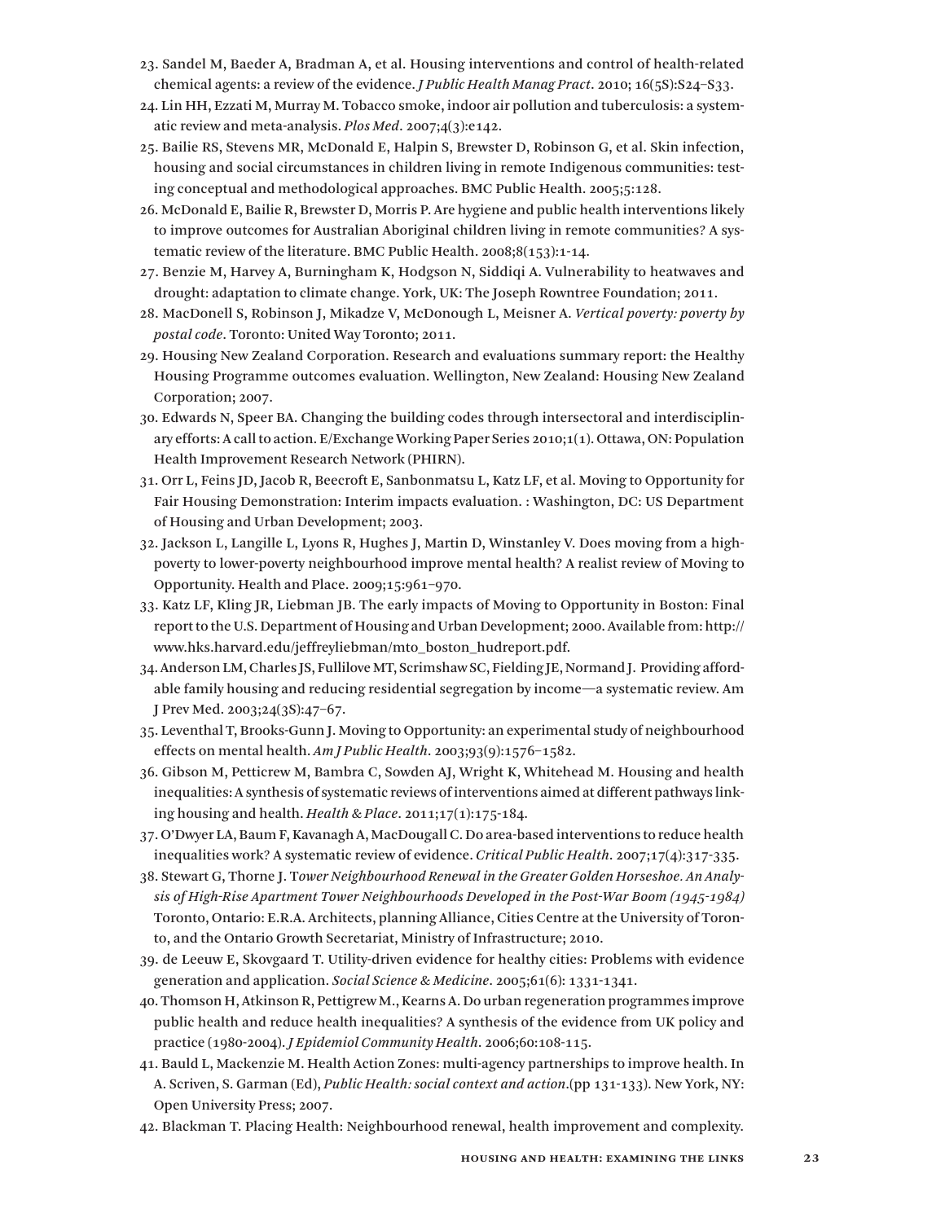23. Sandel M, Baeder A, Bradman A, et al. Housing interventions and control of health-related chemical agents: a review of the evidence. *J Public Health Manag Pract*. 2010; 16(5S):S24–S33.

24. Lin HH, Ezzati M, Murray M. Tobacco smoke, indoor air pollution and tuberculosis: a systematic review and meta-analysis. *Plos Med*. 2007;4(3):e142.

25. Bailie RS, Stevens MR, McDonald E, Halpin S, Brewster D, Robinson G, et al. Skin infection, housing and social circumstances in children living in remote Indigenous communities: testing conceptual and methodological approaches. BMC Public Health. 2005;5:128.

26. McDonald E, Bailie R, Brewster D, Morris P. Are hygiene and public health interventions likely to improve outcomes for Australian Aboriginal children living in remote communities? A systematic review of the literature. BMC Public Health. 2008;8(153):1-14.

27. Benzie M, Harvey A, Burningham K, Hodgson N, Siddiqi A. Vulnerability to heatwaves and drought: adaptation to climate change. York, UK: The Joseph Rowntree Foundation; 2011.

28. MacDonell S, Robinson J, Mikadze V, McDonough L, Meisner A. *Vertical poverty: poverty by postal code*. Toronto: United Way Toronto; 2011.

29. Housing New Zealand Corporation. Research and evaluations summary report: the Healthy Housing Programme outcomes evaluation. Wellington, New Zealand: Housing New Zealand Corporation; 2007.

30. Edwards N, Speer BA. Changing the building codes through intersectoral and interdisciplinary efforts: A call to action. E/Exchange Working Paper Series 2010;1(1). Ottawa, ON: Population Health Improvement Research Network (PHIRN).

31. Orr L, Feins JD, Jacob R, Beecroft E, Sanbonmatsu L, Katz LF, et al. Moving to Opportunity for Fair Housing Demonstration: Interim impacts evaluation. : Washington, DC: US Department of Housing and Urban Development; 2003.

32. Jackson L, Langille L, Lyons R, Hughes J, Martin D, Winstanley V. Does moving from a high-poverty to lower-poverty neighbourhood improve mental health? A realist review of Moving to Opportunity. Health and Place. 2009;15:961–970.

33. Katz LF, Kling JR, Liebman JB. The early impacts of Moving to Opportunity in Boston: Final report to the U.S. Department of Housing and Urban Development; 2000. Available from: http://www.hks.harvard.edu/jeffreyliebman/mto_boston_hudreport.pdf.

34. Anderson LM, Charles JS, Fullilove MT, Scrimshaw SC, Fielding JE, Normand J. Providing affordable family housing and reducing residential segregation by income—a systematic review. Am J Prev Med. 2003;24(3S):47–67.

35. Leventhal T, Brooks-Gunn J. Moving to Opportunity: an experimental study of neighbourhood effects on mental health. *Am J Public Health*. 2003;93(9):1576–1582.

36. Gibson M, Petticrew M, Bambra C, Sowden AJ, Wright K, Whitehead M. Housing and health inequalities: A synthesis of systematic reviews of interventions aimed at different pathways linking housing and health. *Health & Place*. 2011;17(1):175-184.

37. O'Dwyer LA, Baum F, Kavanagh A, MacDougall C. Do area-based interventions to reduce health inequalities work? A systematic review of evidence. *Critical Public Health*. 2007;17(4):317-335.

38. Stewart G, Thorne J. T*ower Neighbourhood Renewal in the Greater Golden Horseshoe. An Analysis of High-Rise Apartment Tower Neighbourhoods Developed in the Post-War Boom (1945-1984)* Toronto, Ontario: E.R.A. Architects, planning Alliance, Cities Centre at the University of Toronto, and the Ontario Growth Secretariat, Ministry of Infrastructure; 2010.

39. de Leeuw E, Skovgaard T. Utility-driven evidence for healthy cities: Problems with evidence generation and application. *Social Science & Medicine*. 2005;61(6): 1331-1341.

40. Thomson H, Atkinson R, Pettigrew M., Kearns A. Do urban regeneration programmes improve public health and reduce health inequalities? A synthesis of the evidence from UK policy and practice (1980-2004). *J Epidemiol Community Health*. 2006;60:108-115.

41. Bauld L, Mackenzie M. Health Action Zones: multi-agency partnerships to improve health. In A. Scriven, S. Garman (Ed), *Public Health: social context and action*.(pp 131-133). New York, NY: Open University Press; 2007.

42. Blackman T. Placing Health: Neighbourhood renewal, health improvement and complexity.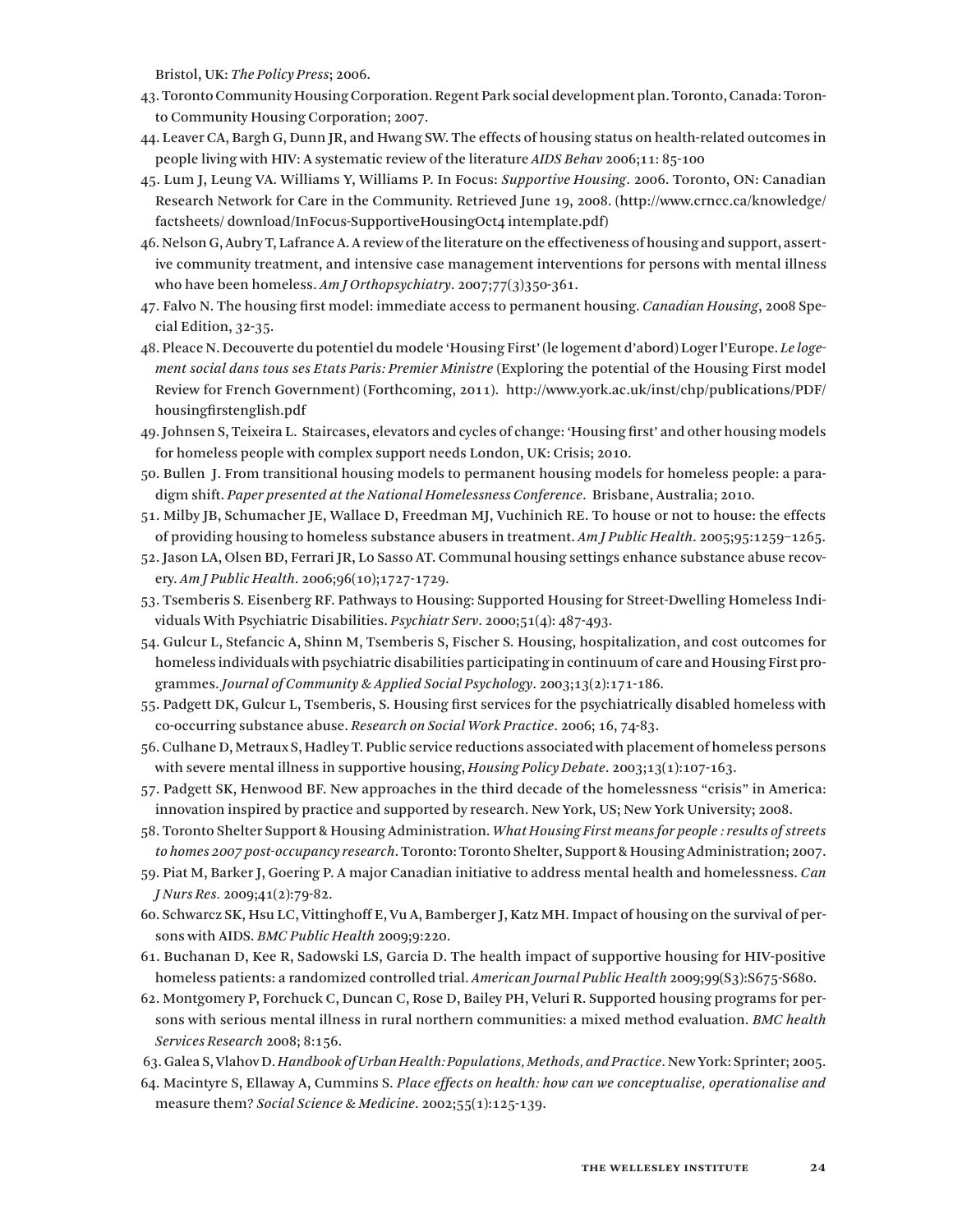Bristol, UK: *The Policy Press*; 2006.

43. Toronto Community Housing Corporation. Regent Park social development plan. Toronto, Canada: Toronto Community Housing Corporation; 2007.
44. Leaver CA, Bargh G, Dunn JR, and Hwang SW. The effects of housing status on health-related outcomes in people living with HIV: A systematic review of the literature *AIDS Behav* 2006;11: 85-100
45. Lum J, Leung VA. Williams Y, Williams P. In Focus: *Supportive Housing*. 2006. Toronto, ON: Canadian Research Network for Care in the Community. Retrieved June 19, 2008. (http://www.crncc.ca/knowledge/factsheets/ download/InFocus-SupportiveHousingOct4 intemplate.pdf)
46. Nelson G, Aubry T, Lafrance A. A review of the literature on the effectiveness of housing and support, assertive community treatment, and intensive case management interventions for persons with mental illness who have been homeless. *Am J Orthopsychiatry*. 2007;77(3)350-361.
47. Falvo N. The housing first model: immediate access to permanent housing. *Canadian Housing*, 2008 Special Edition, 32-35.
48. Pleace N. Decouverte du potentiel du modele 'Housing First' (le logement d'abord) Loger l'Europe. *Le logement social dans tous ses Etats Paris: Premier Ministre* (Exploring the potential of the Housing First model Review for French Government) (Forthcoming, 2011). http://www.york.ac.uk/inst/chp/publications/PDF/housingfirstenglish.pdf
49. Johnsen S, Teixeira L. Staircases, elevators and cycles of change: 'Housing first' and other housing models for homeless people with complex support needs London, UK: Crisis; 2010.
50. Bullen J. From transitional housing models to permanent housing models for homeless people: a paradigm shift. *Paper presented at the National Homelessness Conference*. Brisbane, Australia; 2010.
51. Milby JB, Schumacher JE, Wallace D, Freedman MJ, Vuchinich RE. To house or not to house: the effects of providing housing to homeless substance abusers in treatment. *Am J Public Health*. 2005;95:1259–1265.
52. Jason LA, Olsen BD, Ferrari JR, Lo Sasso AT. Communal housing settings enhance substance abuse recovery. *Am J Public Health*. 2006;96(10);1727-1729.
53. Tsemberis S. Eisenberg RF. Pathways to Housing: Supported Housing for Street-Dwelling Homeless Individuals With Psychiatric Disabilities. *Psychiatr Serv*. 2000;51(4): 487-493.
54. Gulcur L, Stefancic A, Shinn M, Tsemberis S, Fischer S. Housing, hospitalization, and cost outcomes for homeless individuals with psychiatric disabilities participating in continuum of care and Housing First programmes. *Journal of Community & Applied Social Psychology*. 2003;13(2):171-186.
55. Padgett DK, Gulcur L, Tsemberis, S. Housing first services for the psychiatrically disabled homeless with co-occurring substance abuse. *Research on Social Work Practice*. 2006; 16, 74-83.
56. Culhane D, Metraux S, Hadley T. Public service reductions associated with placement of homeless persons with severe mental illness in supportive housing, *Housing Policy Debate*. 2003;13(1):107-163.
57. Padgett SK, Henwood BF. New approaches in the third decade of the homelessness "crisis" in America: innovation inspired by practice and supported by research. New York, US; New York University; 2008.
58. Toronto Shelter Support & Housing Administration. *What Housing First means for people : results of streets to homes 2007 post-occupancy research*. Toronto: Toronto Shelter, Support & Housing Administration; 2007.
59. Piat M, Barker J, Goering P. A major Canadian initiative to address mental health and homelessness. *Can J Nurs Res*. 2009;41(2):79-82.
60. Schwarcz SK, Hsu LC, Vittinghoff E, Vu A, Bamberger J, Katz MH. Impact of housing on the survival of persons with AIDS. *BMC Public Health* 2009;9:220.
61. Buchanan D, Kee R, Sadowski LS, Garcia D. The health impact of supportive housing for HIV-positive homeless patients: a randomized controlled trial. *American Journal Public Health* 2009;99(S3):S675-S680.
62. Montgomery P, Forchuck C, Duncan C, Rose D, Bailey PH, Veluri R. Supported housing programs for persons with serious mental illness in rural northern communities: a mixed method evaluation. *BMC health Services Research* 2008; 8:156.
63. Galea S, Vlahov D. *Handbook of Urban Health: Populations, Methods, and Practice*. New York: Sprinter; 2005.
64. Macintyre S, Ellaway A, Cummins S. *Place effects on health: how can we conceptualise, operationalise and* measure them? *Social Science & Medicine*. 2002;55(1):125-139.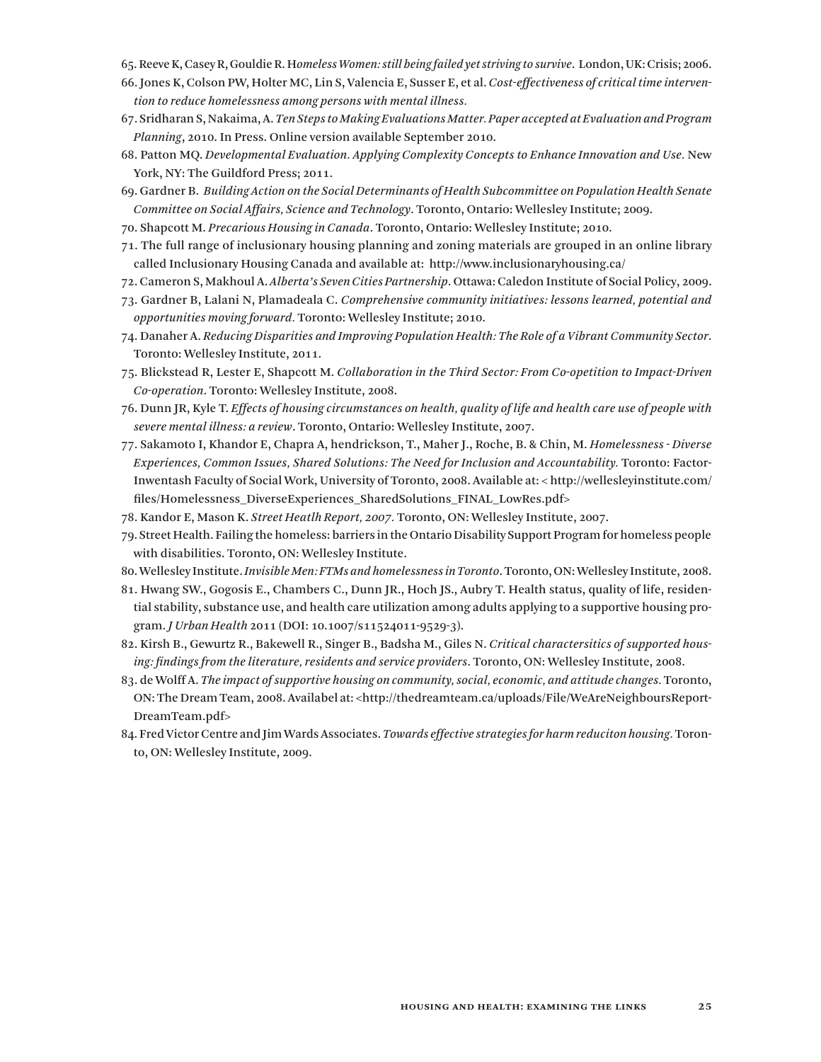65. Reeve K, Casey R, Gouldie R. H*omeless Women: still being failed yet striving to survive*. London, UK: Crisis; 2006.
66. Jones K, Colson PW, Holter MC, Lin S, Valencia E, Susser E, et al. *Cost-effectiveness of critical time intervention to reduce homelessness among persons with mental illness.*
67. Sridharan S, Nakaima, A. *Ten Steps to Making Evaluations Matter. Paper accepted at Evaluation and Program Planning*, 2010. In Press. Online version available September 2010.
68. Patton MQ. *Developmental Evaluation. Applying Complexity Concepts to Enhance Innovation and Use.* New York, NY: The Guildford Press; 2011.
69. Gardner B. *Building Action on the Social Determinants of Health Subcommittee on Population Health Senate Committee on Social Affairs, Science and Technology*. Toronto, Ontario: Wellesley Institute; 2009.
70. Shapcott M. *Precarious Housing in Canada*. Toronto, Ontario: Wellesley Institute; 2010.
71. The full range of inclusionary housing planning and zoning materials are grouped in an online library called Inclusionary Housing Canada and available at: http://www.inclusionaryhousing.ca/
72. Cameron S, Makhoul A. *Alberta's Seven Cities Partnership*. Ottawa: Caledon Institute of Social Policy, 2009.
73. Gardner B, Lalani N, Plamadeala C. *Comprehensive community initiatives: lessons learned, potential and opportunities moving forward.* Toronto: Wellesley Institute; 2010.
74. Danaher A. *Reducing Disparities and Improving Population Health: The Role of a Vibrant Community Sector*. Toronto: Wellesley Institute, 2011.
75. Blickstead R, Lester E, Shapcott M. *Collaboration in the Third Sector: From Co-opetition to Impact-Driven Co-operation*. Toronto: Wellesley Institute, 2008.
76. Dunn JR, Kyle T. *Effects of housing circumstances on health, quality of life and health care use of people with severe mental illness: a review*. Toronto, Ontario: Wellesley Institute, 2007.
77. Sakamoto I, Khandor E, Chapra A, hendrickson, T., Maher J., Roche, B. & Chin, M. *Homelessness - Diverse Experiences, Common Issues, Shared Solutions: The Need for Inclusion and Accountability.* Toronto: Factor-Inwentash Faculty of Social Work, University of Toronto, 2008. Available at: < http://wellesleyinstitute.com/files/Homelessness_DiverseExperiences_SharedSolutions_FINAL_LowRes.pdf>
78. Kandor E, Mason K. *Street Heatlh Report, 2007.* Toronto, ON: Wellesley Institute, 2007.
79. Street Health. Failing the homeless: barriers in the Ontario Disability Support Program for homeless people with disabilities. Toronto, ON: Wellesley Institute.
80. Wellesley Institute. *Invisible Men: FTMs and homelessness in Toronto*. Toronto, ON: Wellesley Institute, 2008.
81. Hwang SW., Gogosis E., Chambers C., Dunn JR., Hoch JS., Aubry T. Health status, quality of life, residential stability, substance use, and health care utilization among adults applying to a supportive housing program. *J Urban Health* 2011 (DOI: 10.1007/s11524011-9529-3).
82. Kirsh B., Gewurtz R., Bakewell R., Singer B., Badsha M., Giles N. *Critical charactersitics of supported housing: findings from the literature, residents and service providers*. Toronto, ON: Wellesley Institute, 2008.
83. de Wolff A. *The impact of supportive housing on community, social, economic, and attitude changes.* Toronto, ON: The Dream Team, 2008. Availabel at: <http://thedreamteam.ca/uploads/File/WeAreNeighboursReport-DreamTeam.pdf>
84. Fred Victor Centre and Jim Wards Associates. *Towards effective strategies for harm reduciton housing.* Toronto, ON: Wellesley Institute, 2009.